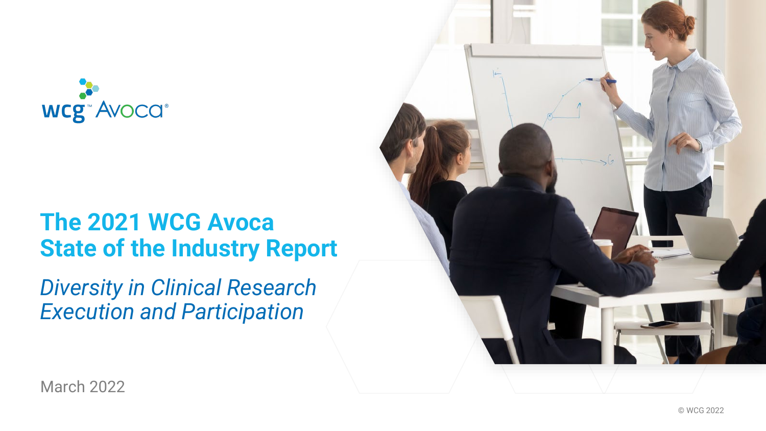wcg™ Avoca®

# The 2021 WCG Avoca State of the Industry Report

## *Diversity in Clinical Research Execution and Participation*

March 2022

© WCG 2022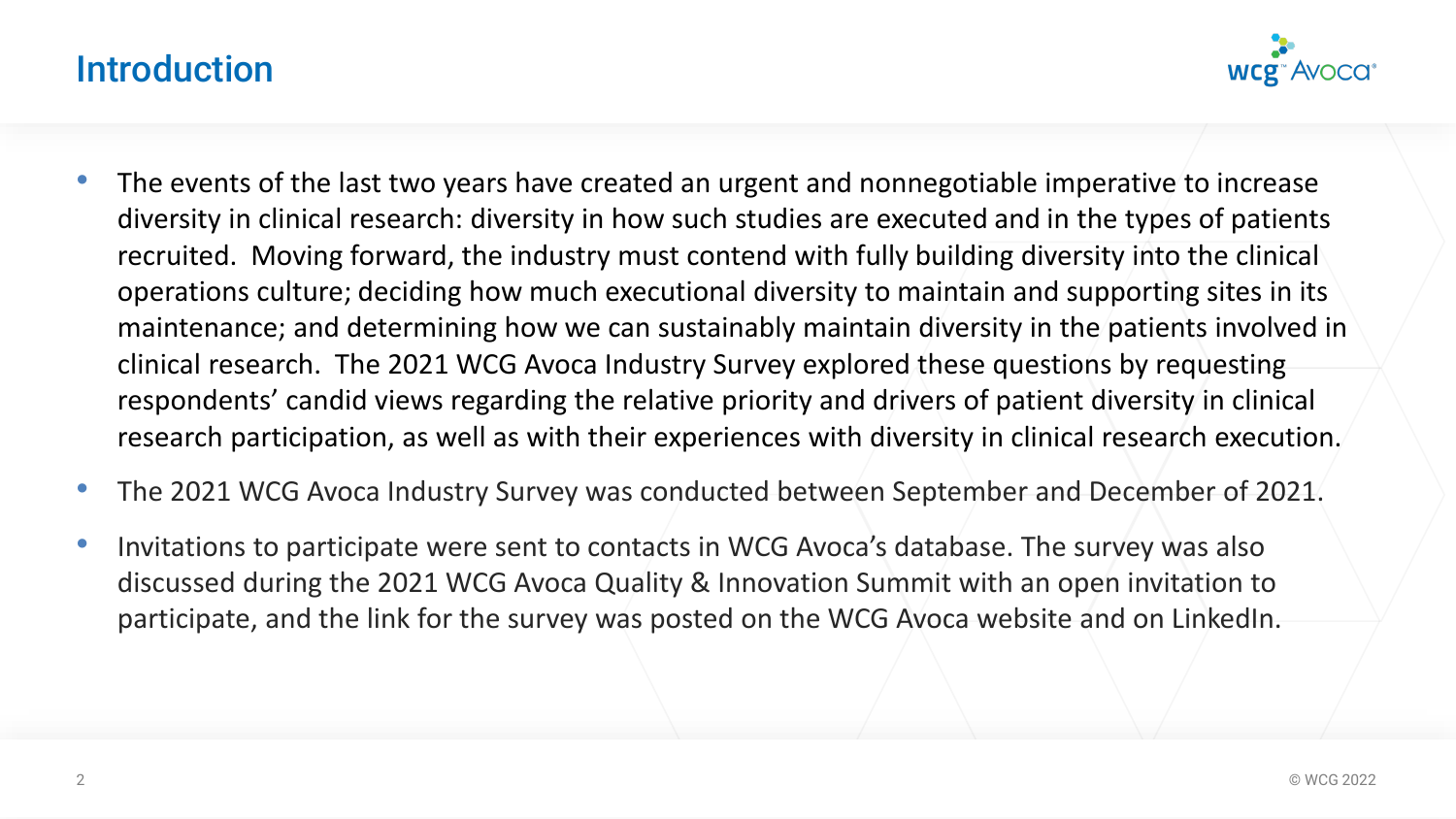# Introduction

- The events of the last two years have created an urgent and nonnegotiable imperative to increase diversity in clinical research: diversity in how such studies are executed and in the types of patients recruited. Moving forward, the industry must contend with fully building diversity into the clinical operations culture; deciding how much executional diversity to maintain and supporting sites in its maintenance; and determining how we can sustainably maintain diversity in the patients involved in clinical research. The 2021 WCG Avoca Industry Survey explored these questions by requesting respondents' candid views regarding the relative priority and drivers of patient diversity in clinical research participation, as well as with their experiences with diversity in clinical research execution.
- The 2021 WCG Avoca Industry Survey was conducted between September and December of 2021.
- Invitations to participate were sent to contacts in WCG Avoca's database. The survey was also discussed during the 2021 WCG Avoca Quality & Innovation Summit with an open invitation to participate, and the link for the survey was posted on the WCG Avoca website and on LinkedIn.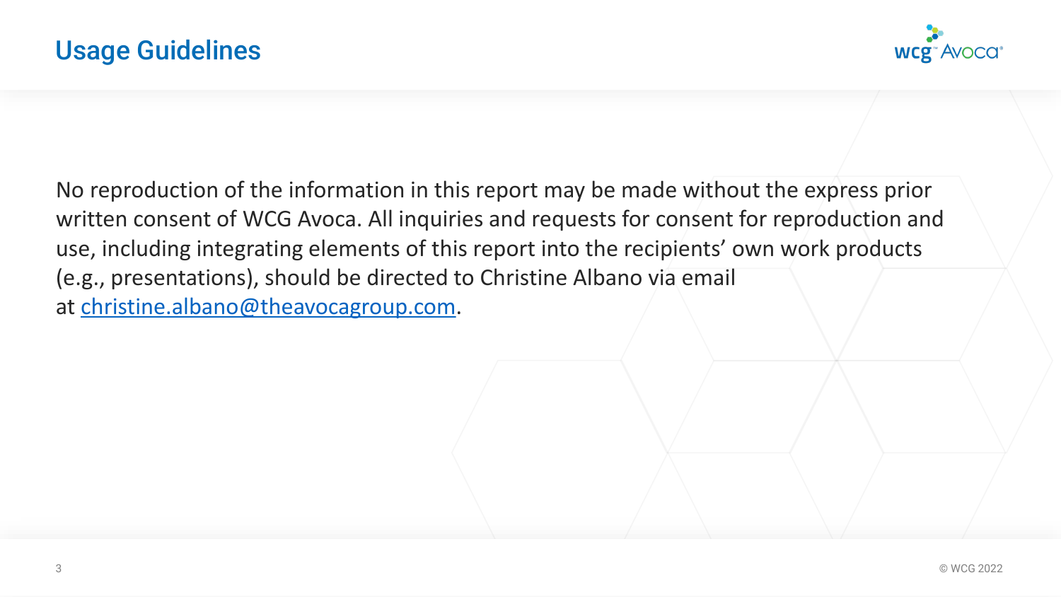# Usage Guidelines

No reproduction of the information in this report may be made without the express prior written consent of WCG Avoca. All inquiries and requests for consent for reproduction and use, including integrating elements of this report into the recipients' own work products (e.g., presentations), should be directed to Christine Albano via email at christine.albano@theavocagroup.com.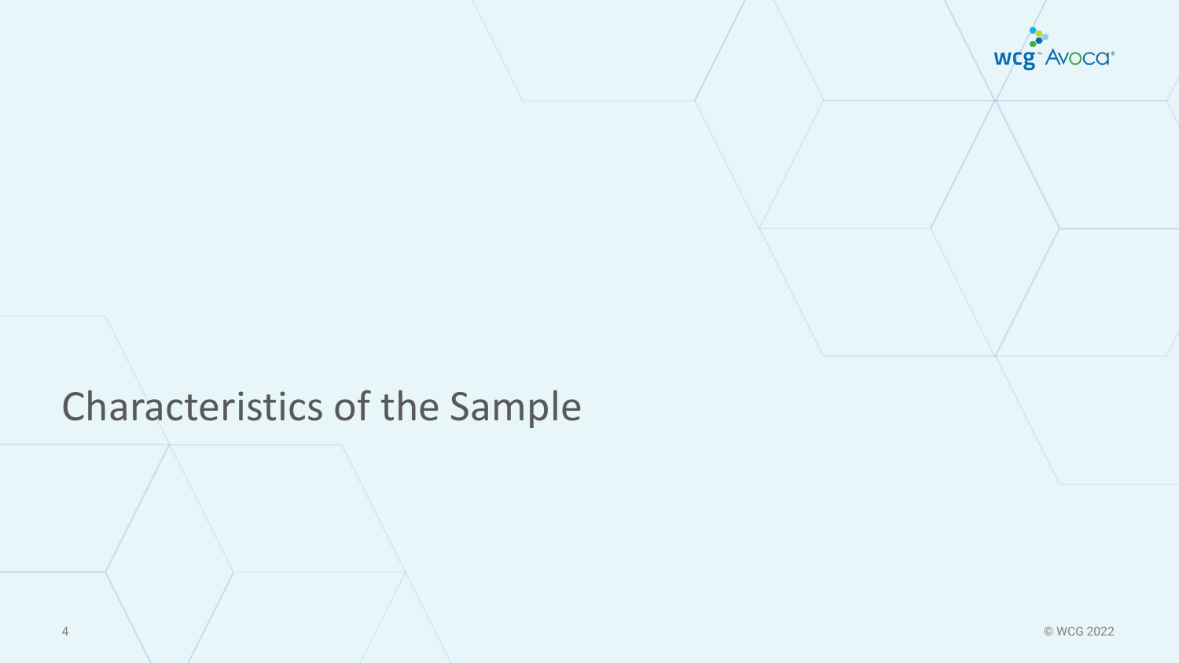# Characteristics of the Sample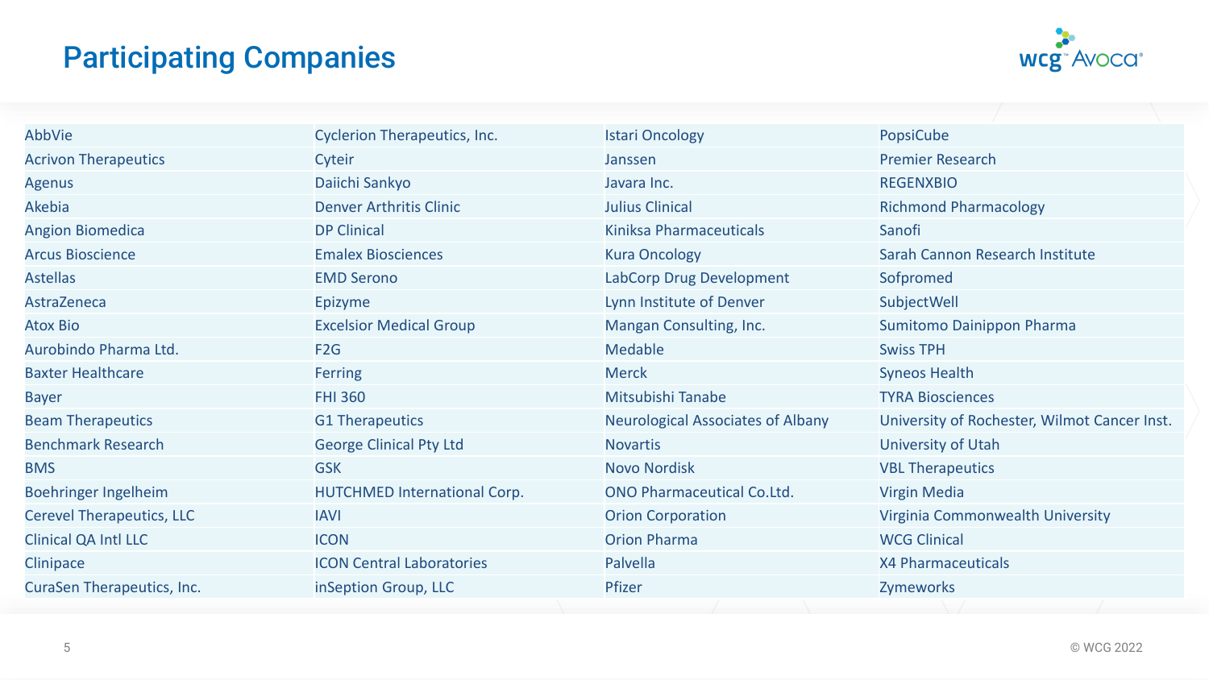# Participating Companies

| | | | |
|---|---|---|---|
| AbbVie | Cyclerion Therapeutics, Inc. | Istari Oncology | PopsiCube |
| Acrivon Therapeutics | Cyteir | Janssen | Premier Research |
| Agenus | Daiichi Sankyo | Javara Inc. | REGENXBIO |
| Akebia | Denver Arthritis Clinic | Julius Clinical | Richmond Pharmacology |
| Angion Biomedica | DP Clinical | Kiniksa Pharmaceuticals | Sanofi |
| Arcus Bioscience | Emalex Biosciences | Kura Oncology | Sarah Cannon Research Institute |
| Astellas | EMD Serono | LabCorp Drug Development | Sofpromed |
| AstraZeneca | Epizyme | Lynn Institute of Denver | SubjectWell |
| Atox Bio | Excelsior Medical Group | Mangan Consulting, Inc. | Sumitomo Dainippon Pharma |
| Aurobindo Pharma Ltd. | F2G | Medable | Swiss TPH |
| Baxter Healthcare | Ferring | Merck | Syneos Health |
| Bayer | FHI 360 | Mitsubishi Tanabe | TYRA Biosciences |
| Beam Therapeutics | G1 Therapeutics | Neurological Associates of Albany | University of Rochester, Wilmot Cancer Inst. |
| Benchmark Research | George Clinical Pty Ltd | Novartis | University of Utah |
| BMS | GSK | Novo Nordisk | VBL Therapeutics |
| Boehringer Ingelheim | HUTCHMED International Corp. | ONO Pharmaceutical Co.Ltd. | Virgin Media |
| Cerevel Therapeutics, LLC | IAVI | Orion Corporation | Virginia Commonwealth University |
| Clinical QA Intl LLC | ICON | Orion Pharma | WCG Clinical |
| Clinipace | ICON Central Laboratories | Palvella | X4 Pharmaceuticals |
| CuraSen Therapeutics, Inc. | inSeption Group, LLC | Pfizer | Zymeworks |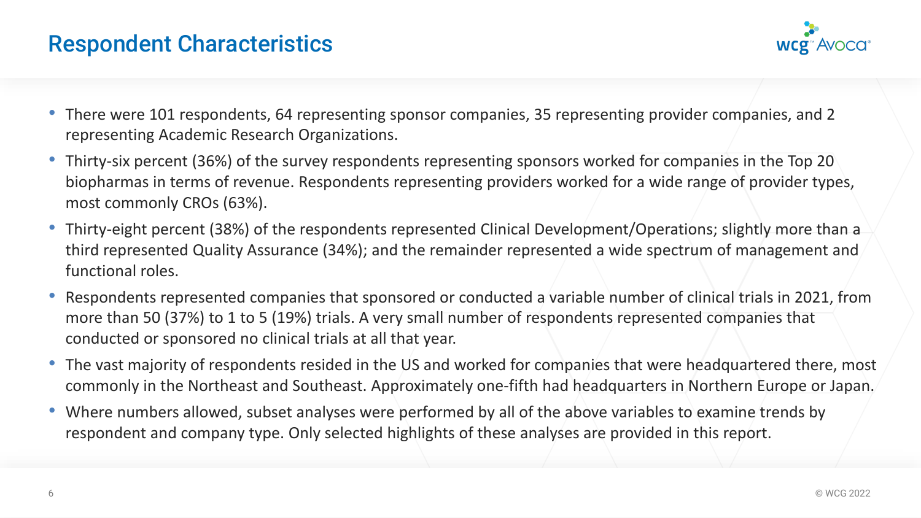## Respondent Characteristics

- There were 101 respondents, 64 representing sponsor companies, 35 representing provider companies, and 2 representing Academic Research Organizations.
- Thirty-six percent (36%) of the survey respondents representing sponsors worked for companies in the Top 20 biopharmas in terms of revenue. Respondents representing providers worked for a wide range of provider types, most commonly CROs (63%).
- Thirty-eight percent (38%) of the respondents represented Clinical Development/Operations; slightly more than a third represented Quality Assurance (34%); and the remainder represented a wide spectrum of management and functional roles.
- Respondents represented companies that sponsored or conducted a variable number of clinical trials in 2021, from more than 50 (37%) to 1 to 5 (19%) trials. A very small number of respondents represented companies that conducted or sponsored no clinical trials at all that year.
- The vast majority of respondents resided in the US and worked for companies that were headquartered there, most commonly in the Northeast and Southeast. Approximately one-fifth had headquarters in Northern Europe or Japan.
- Where numbers allowed, subset analyses were performed by all of the above variables to examine trends by respondent and company type. Only selected highlights of these analyses are provided in this report.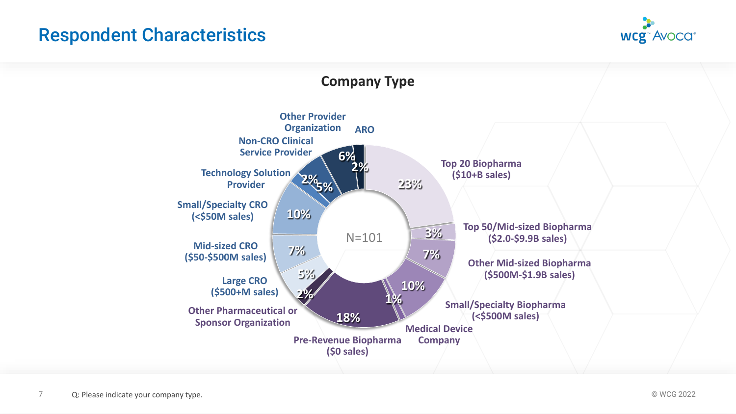# Respondent Characteristics

## Company Type

N=101

| Company Type | Percentage |
|---|---|
| Top 20 Biopharma ($10+B sales) | 23% |
| Top 50/Mid-sized Biopharma ($2.0-$9.9B sales) | 3% |
| Other Mid-sized Biopharma ($500M-$1.9B sales) | 7% |
| Small/Specialty Biopharma (<$500M sales) | 10% |
| Medical Device Company | 1% |
| Pre-Revenue Biopharma ($0 sales) | 18% |
| Other Pharmaceutical or Sponsor Organization | 2% |
| Large CRO ($500+M sales) | 5% |
| Mid-sized CRO ($50-$500M sales) | 7% |
| Small/Specialty CRO (<$50M sales) | 10% |
| Technology Solution Provider | 2% |
| Non-CRO Clinical Service Provider | 5% |
| Other Provider Organization | 6% |
| ARO | 2% |

Q: Please indicate your company type.

© WCG 2022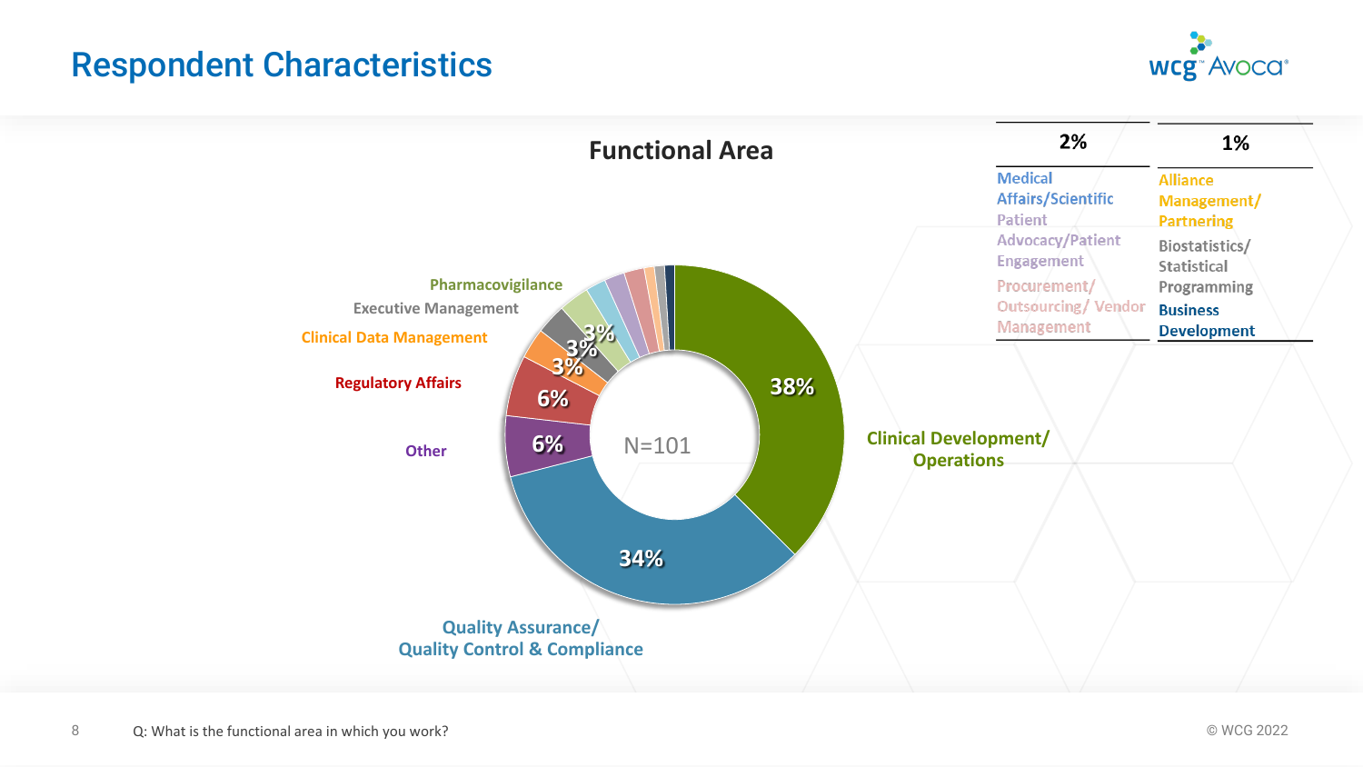# Respondent Characteristics

## Functional Area

N=101

| Functional Area | % |
|---|---|
| Clinical Development/ Operations | 38% |
| Quality Assurance/ Quality Control & Compliance | 34% |
| Other | 6% |
| Regulatory Affairs | 6% |
| Clinical Data Management | 3% |
| Executive Management | 3% |
| Pharmacovigilance | 3% |

| 2% | 1% |
|---|---|
| Medical Affairs/Scientific | Alliance Management/ Partnering |
| Patient Advocacy/Patient Engagement | Biostatistics/ Statistical Programming |
| Procurement/ Outsourcing/ Vendor Management | Business Development |

Q: What is the functional area in which you work?

© WCG 2022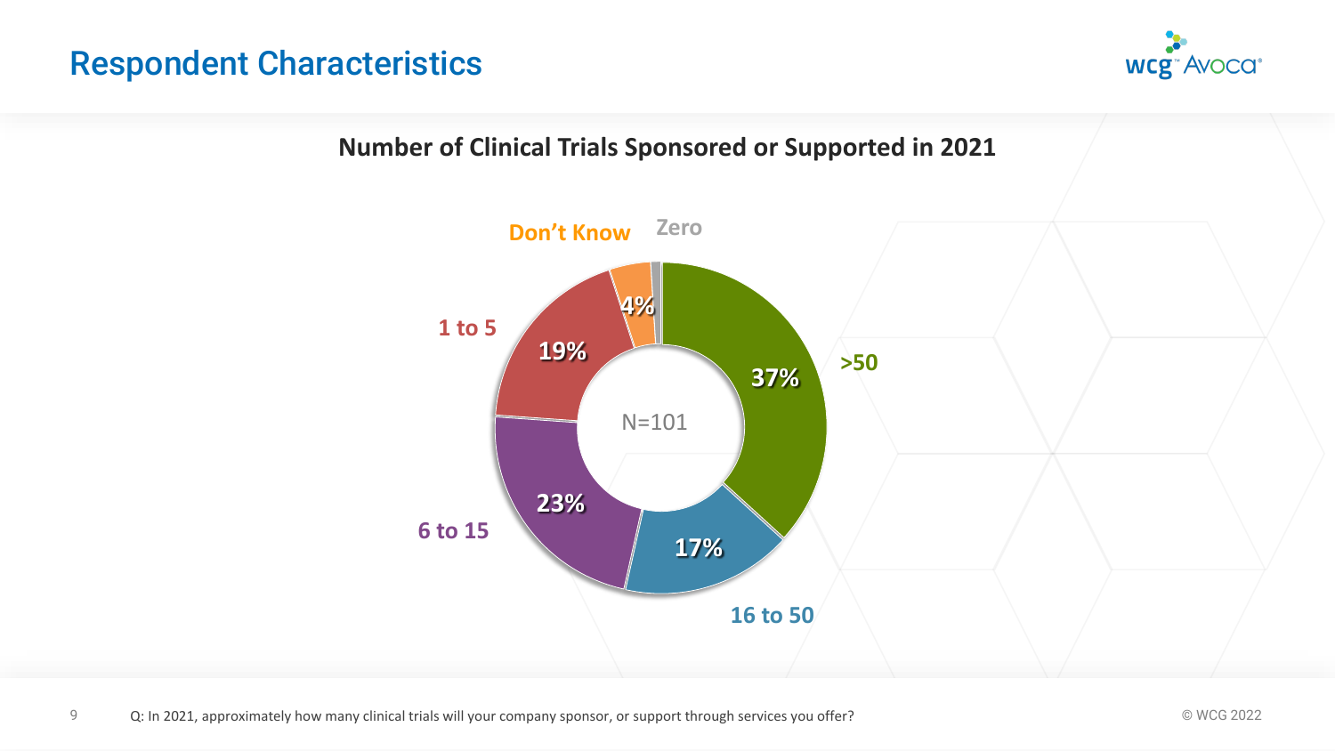# Respondent Characteristics

## Number of Clinical Trials Sponsored or Supported in 2021

| Number of trials | Percentage |
| --- | --- |
| >50 | 37% |
| 16 to 50 | 17% |
| 6 to 15 | 23% |
| 1 to 5 | 19% |
| Don't Know | 4% |
| Zero | |

N=101

Q: In 2021, approximately how many clinical trials will your company sponsor, or support through services you offer?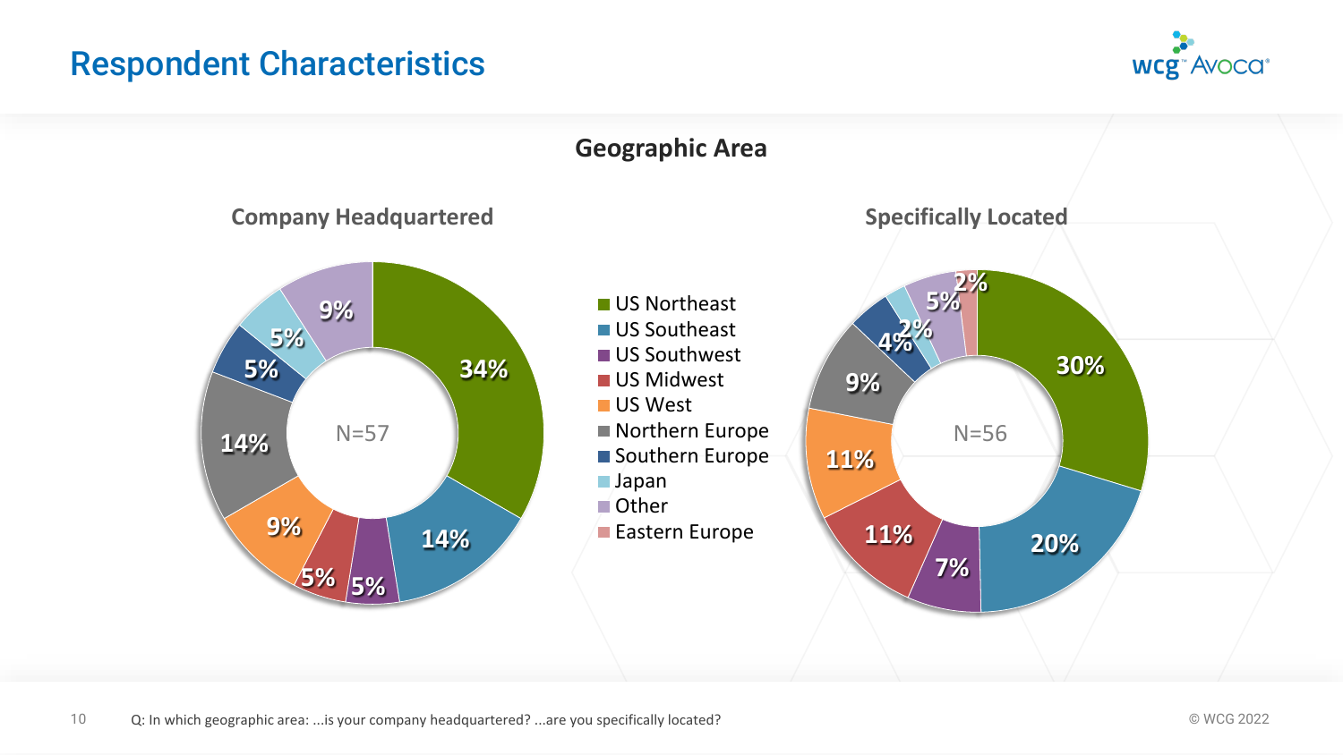# Respondent Characteristics

## Geographic Area

### Company Headquartered

N=57

| Region | % |
|---|---|
| US Northeast | 34% |
| US Southeast | 14% |
| US Southwest | 5% |
| US Midwest | 5% |
| US West | 9% |
| Northern Europe | 14% |
| Southern Europe | 5% |
| Japan | 5% |
| Other | 9% |

### Specifically Located

N=56

| Region | % |
|---|---|
| US Northeast | 30% |
| US Southeast | 20% |
| US Southwest | 7% |
| US Midwest | 11% |
| US West | 11% |
| Northern Europe | 9% |
| Southern Europe | 4% |
| Japan | 2% |
| Other | 5% |
| Eastern Europe | 2% |

Q: In which geographic area: ...is your company headquartered? ...are you specifically located?

© WCG 2022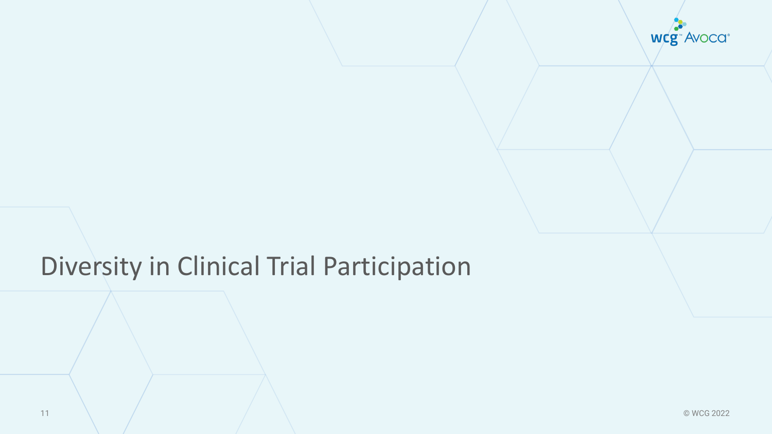# Diversity in Clinical Trial Participation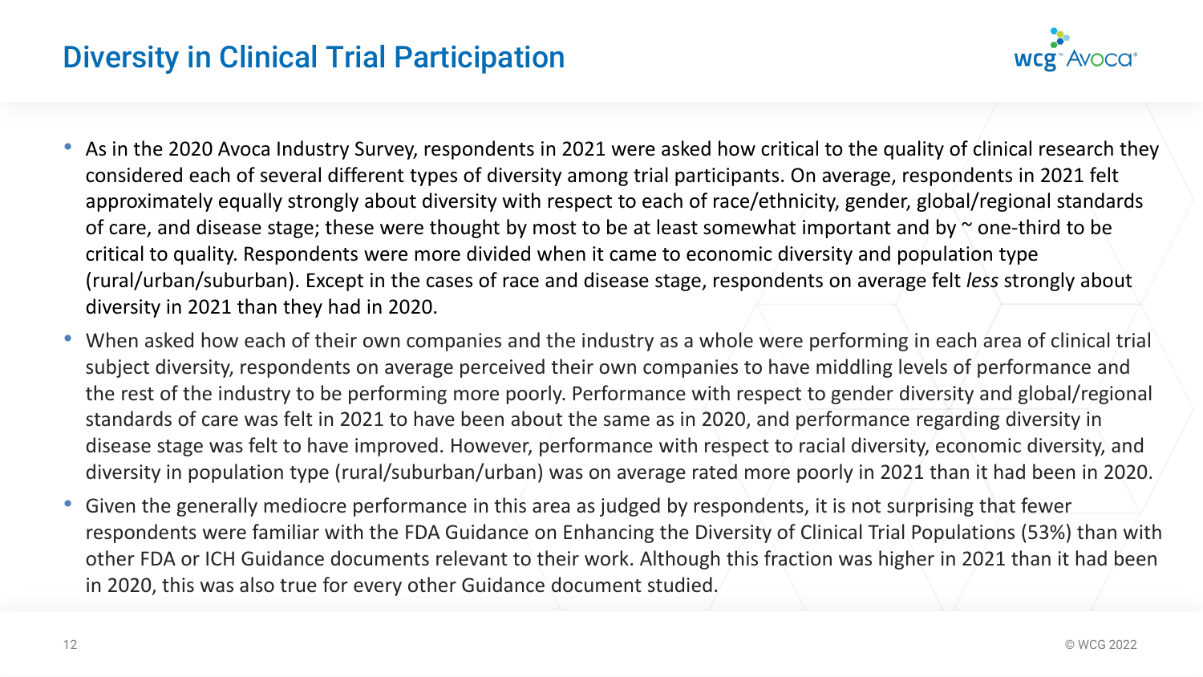## Diversity in Clinical Trial Participation

- As in the 2020 Avoca Industry Survey, respondents in 2021 were asked how critical to the quality of clinical research they considered each of several different types of diversity among trial participants. On average, respondents in 2021 felt approximately equally strongly about diversity with respect to each of race/ethnicity, gender, global/regional standards of care, and disease stage; these were thought by most to be at least somewhat important and by ~ one-third to be critical to quality. Respondents were more divided when it came to economic diversity and population type (rural/urban/suburban). Except in the cases of race and disease stage, respondents on average felt *less* strongly about diversity in 2021 than they had in 2020.
- When asked how each of their own companies and the industry as a whole were performing in each area of clinical trial subject diversity, respondents on average perceived their own companies to have middling levels of performance and the rest of the industry to be performing more poorly. Performance with respect to gender diversity and global/regional standards of care was felt in 2021 to have been about the same as in 2020, and performance regarding diversity in disease stage was felt to have improved. However, performance with respect to racial diversity, economic diversity, and diversity in population type (rural/suburban/urban) was on average rated more poorly in 2021 than it had been in 2020.
- Given the generally mediocre performance in this area as judged by respondents, it is not surprising that fewer respondents were familiar with the FDA Guidance on Enhancing the Diversity of Clinical Trial Populations (53%) than with other FDA or ICH Guidance documents relevant to their work. Although this fraction was higher in 2021 than it had been in 2020, this was also true for every other Guidance document studied.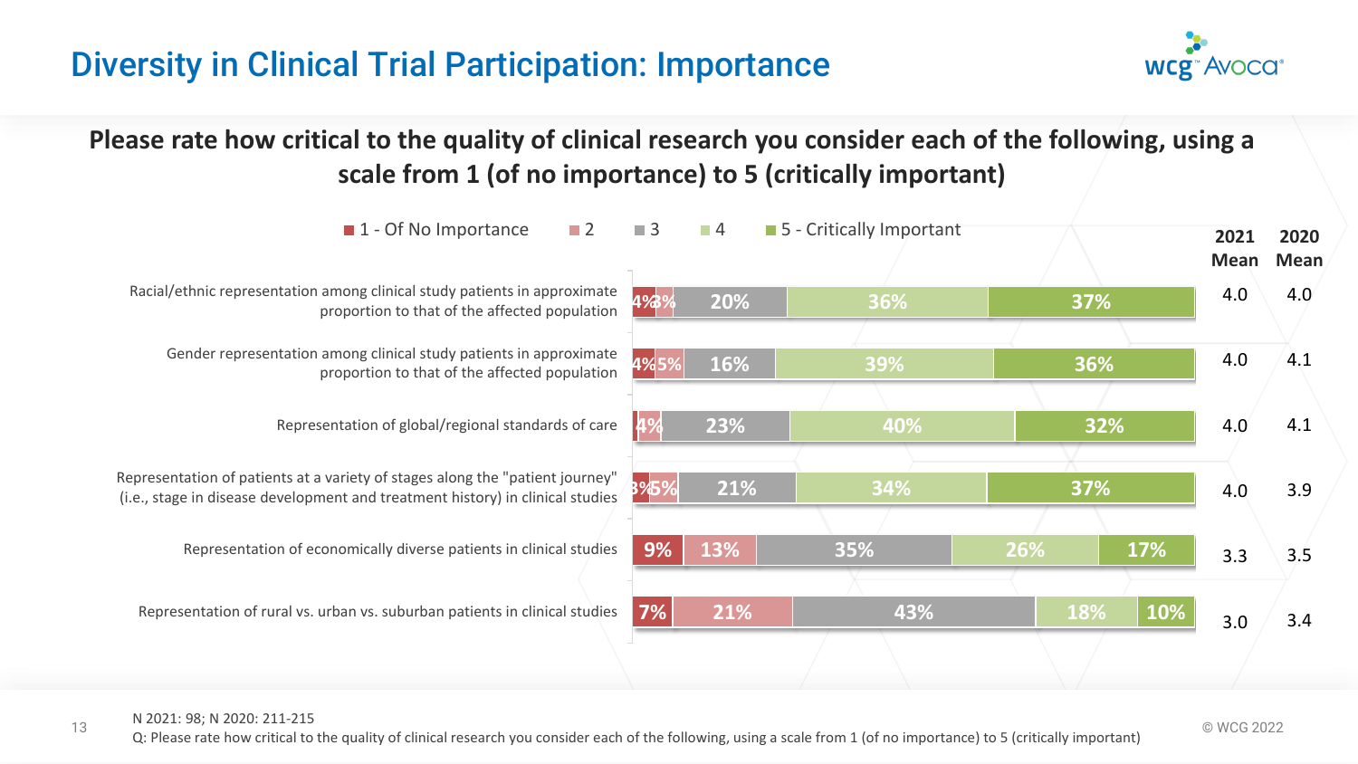# Diversity in Clinical Trial Participation: Importance

**Please rate how critical to the quality of clinical research you consider each of the following, using a scale from 1 (of no importance) to 5 (critically important)**

| | 1 - Of No Importance | 2 | 3 | 4 | 5 - Critically Important | 2021 Mean | 2020 Mean |
|---|---|---|---|---|---|---|---|
| Racial/ethnic representation among clinical study patients in approximate proportion to that of the affected population | 4% | 3% | 20% | 36% | 37% | 4.0 | 4.0 |
| Gender representation among clinical study patients in approximate proportion to that of the affected population | 4% | 5% | 16% | 39% | 36% | 4.0 | 4.1 |
| Representation of global/regional standards of care | | 4% | 23% | 40% | 32% | 4.0 | 4.1 |
| Representation of patients at a variety of stages along the "patient journey" (i.e., stage in disease development and treatment history) in clinical studies | 3% | 5% | 21% | 34% | 37% | 4.0 | 3.9 |
| Representation of economically diverse patients in clinical studies | 9% | 13% | 35% | 26% | 17% | 3.3 | 3.5 |
| Representation of rural vs. urban vs. suburban patients in clinical studies | 7% | 21% | 43% | 18% | 10% | 3.0 | 3.4 |

N 2021: 98; N 2020: 211-215

Q: Please rate how critical to the quality of clinical research you consider each of the following, using a scale from 1 (of no importance) to 5 (critically important)

© WCG 2022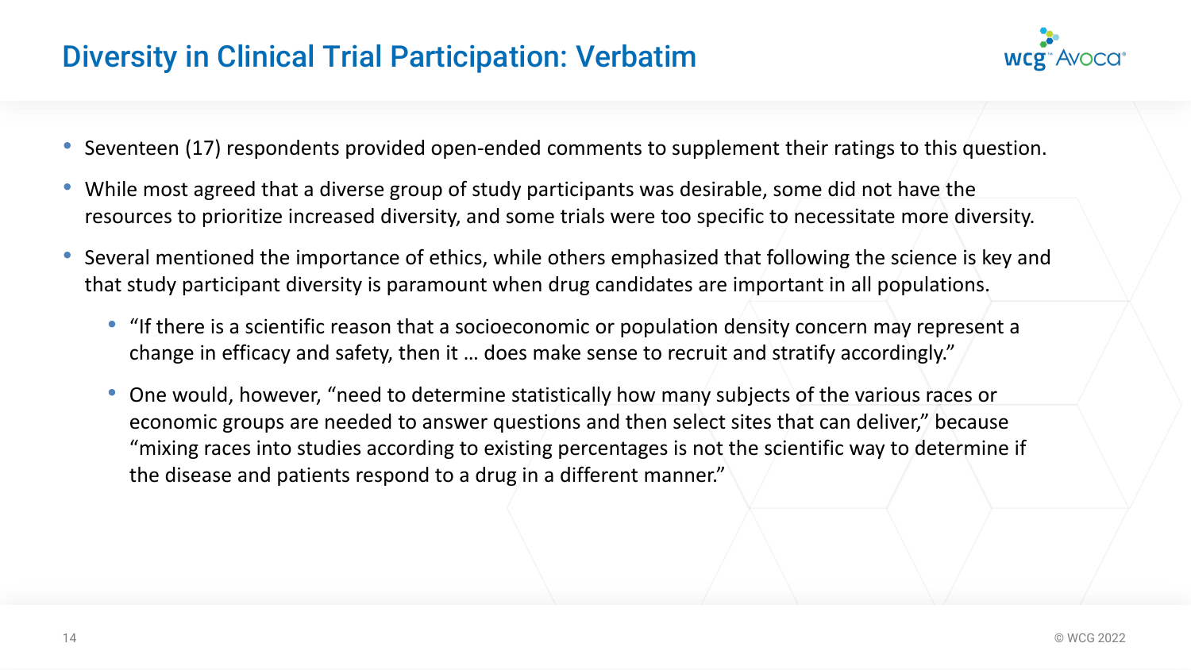# Diversity in Clinical Trial Participation: Verbatim

- Seventeen (17) respondents provided open-ended comments to supplement their ratings to this question.
- While most agreed that a diverse group of study participants was desirable, some did not have the resources to prioritize increased diversity, and some trials were too specific to necessitate more diversity.
- Several mentioned the importance of ethics, while others emphasized that following the science is key and that study participant diversity is paramount when drug candidates are important in all populations.
  - "If there is a scientific reason that a socioeconomic or population density concern may represent a change in efficacy and safety, then it … does make sense to recruit and stratify accordingly."
  - One would, however, "need to determine statistically how many subjects of the various races or economic groups are needed to answer questions and then select sites that can deliver," because "mixing races into studies according to existing percentages is not the scientific way to determine if the disease and patients respond to a drug in a different manner."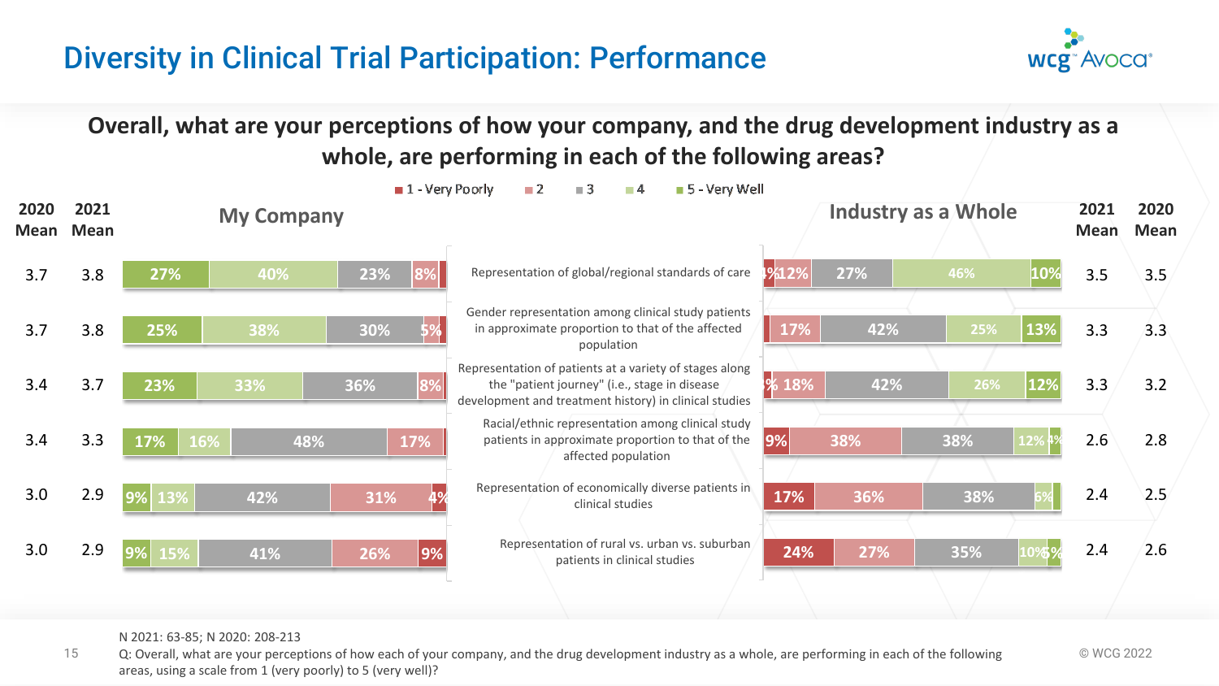# Diversity in Clinical Trial Participation: Performance

**Overall, what are your perceptions of how your company, and the drug development industry as a whole, are performing in each of the following areas?**

Legend: 1 - Very Poorly | 2 | 3 | 4 | 5 - Very Well

**My Company**

| 2020 Mean | 2021 Mean | Area | 5 - Very Well | 4 | 3 | 2 | 1 - Very Poorly |
|---|---|---|---|---|---|---|---|
| 3.7 | 3.8 | Representation of global/regional standards of care | 27% | 40% | 23% | 8% | |
| 3.7 | 3.8 | Gender representation among clinical study patients in approximate proportion to that of the affected population | 25% | 38% | 30% | 5% | |
| 3.4 | 3.7 | Representation of patients at a variety of stages along the "patient journey" (i.e., stage in disease development and treatment history) in clinical studies | 23% | 33% | 36% | 8% | |
| 3.4 | 3.3 | Racial/ethnic representation among clinical study patients in approximate proportion to that of the affected population | 17% | 16% | 48% | 17% | |
| 3.0 | 2.9 | Representation of economically diverse patients in clinical studies | 9% | 13% | 42% | 31% | 4% |
| 3.0 | 2.9 | Representation of rural vs. urban vs. suburban patients in clinical studies | 9% | 15% | 41% | 26% | 9% |

**Industry as a Whole**

| Area | 1 - Very Poorly | 2 | 3 | 4 | 5 - Very Well | 2021 Mean | 2020 Mean |
|---|---|---|---|---|---|---|---|
| Representation of global/regional standards of care | 4% | 12% | 27% | 46% | 10% | 3.5 | 3.5 |
| Gender representation among clinical study patients in approximate proportion to that of the affected population | | 17% | 42% | 25% | 13% | 3.3 | 3.3 |
| Representation of patients at a variety of stages along the "patient journey" (i.e., stage in disease development and treatment history) in clinical studies | % | 18% | 42% | 26% | 12% | 3.3 | 3.2 |
| Racial/ethnic representation among clinical study patients in approximate proportion to that of the affected population | 9% | 38% | 38% | 12% | 4% | 2.6 | 2.8 |
| Representation of economically diverse patients in clinical studies | 17% | 36% | 38% | 6% | | 2.4 | 2.5 |
| Representation of rural vs. urban vs. suburban patients in clinical studies | 24% | 27% | 35% | 10% | 5% | 2.4 | 2.6 |

N 2021: 63-85; N 2020: 208-213

Q: Overall, what are your perceptions of how each of your company, and the drug development industry as a whole, are performing in each of the following areas, using a scale from 1 (very poorly) to 5 (very well)?

© WCG 2022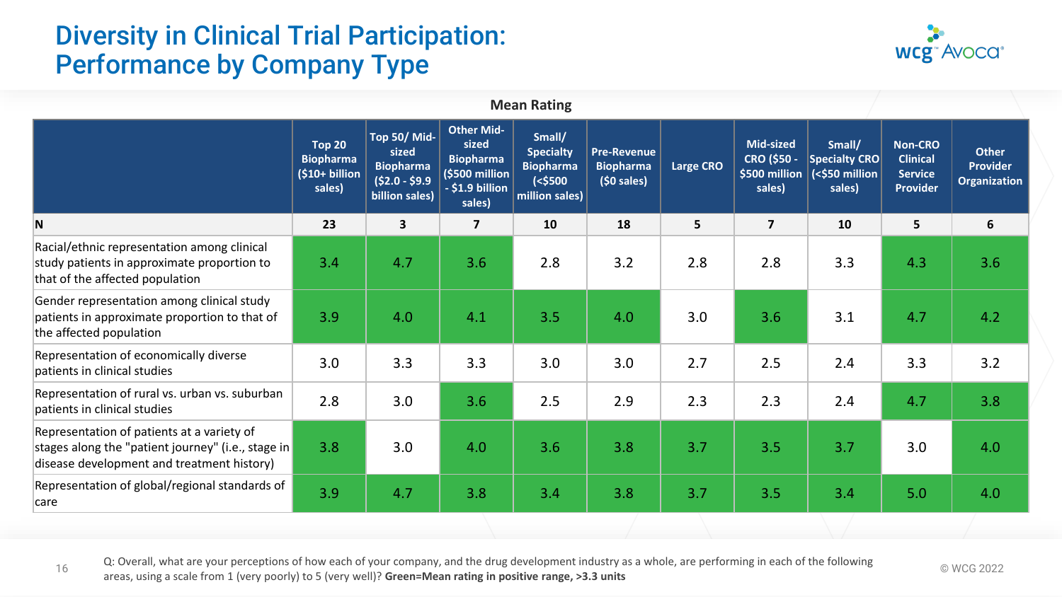# Diversity in Clinical Trial Participation: Performance by Company Type

**Mean Rating**

| | Top 20 Biopharma ($10+ billion sales) | Top 50/ Mid-sized Biopharma ($2.0 - $9.9 billion sales) | Other Mid-sized Biopharma ($500 million - $1.9 billion sales) | Small/ Specialty Biopharma (<$500 million sales) | Pre-Revenue Biopharma ($0 sales) | Large CRO | Mid-sized CRO ($50 - $500 million sales) | Small/ Specialty CRO (<$50 million sales) | Non-CRO Clinical Service Provider | Other Provider Organization |
|---|---|---|---|---|---|---|---|---|---|---|
| **N** | **23** | **3** | **7** | **10** | **18** | **5** | **7** | **10** | **5** | **6** |
| Racial/ethnic representation among clinical study patients in approximate proportion to that of the affected population | 3.4 | 4.7 | 3.6 | 2.8 | 3.2 | 2.8 | 2.8 | 3.3 | 4.3 | 3.6 |
| Gender representation among clinical study patients in approximate proportion to that of the affected population | 3.9 | 4.0 | 4.1 | 3.5 | 4.0 | 3.0 | 3.6 | 3.1 | 4.7 | 4.2 |
| Representation of economically diverse patients in clinical studies | 3.0 | 3.3 | 3.3 | 3.0 | 3.0 | 2.7 | 2.5 | 2.4 | 3.3 | 3.2 |
| Representation of rural vs. urban vs. suburban patients in clinical studies | 2.8 | 3.0 | 3.6 | 2.5 | 2.9 | 2.3 | 2.3 | 2.4 | 4.7 | 3.8 |
| Representation of patients at a variety of stages along the "patient journey" (i.e., stage in disease development and treatment history) | 3.8 | 3.0 | 4.0 | 3.6 | 3.8 | 3.7 | 3.5 | 3.7 | 3.0 | 4.0 |
| Representation of global/regional standards of care | 3.9 | 4.7 | 3.8 | 3.4 | 3.8 | 3.7 | 3.5 | 3.4 | 5.0 | 4.0 |

Q: Overall, what are your perceptions of how each of your company, and the drug development industry as a whole, are performing in each of the following areas, using a scale from 1 (very poorly) to 5 (very well)? **Green=Mean rating in positive range, >3.3 units**

© WCG 2022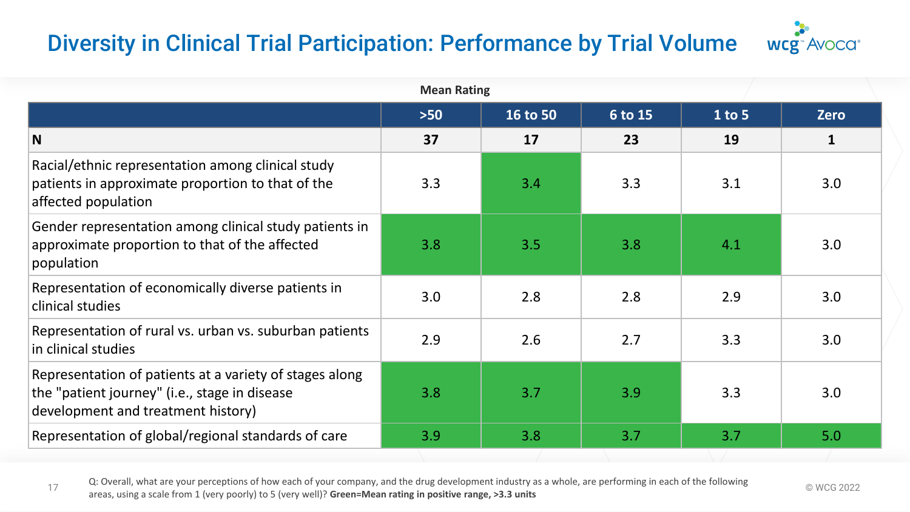# Diversity in Clinical Trial Participation: Performance by Trial Volume

**Mean Rating**

| | >50 | 16 to 50 | 6 to 15 | 1 to 5 | Zero |
|---|---|---|---|---|---|
| **N** | **37** | **17** | **23** | **19** | **1** |
| Racial/ethnic representation among clinical study patients in approximate proportion to that of the affected population | 3.3 | 3.4 | 3.3 | 3.1 | 3.0 |
| Gender representation among clinical study patients in approximate proportion to that of the affected population | 3.8 | 3.5 | 3.8 | 4.1 | 3.0 |
| Representation of economically diverse patients in clinical studies | 3.0 | 2.8 | 2.8 | 2.9 | 3.0 |
| Representation of rural vs. urban vs. suburban patients in clinical studies | 2.9 | 2.6 | 2.7 | 3.3 | 3.0 |
| Representation of patients at a variety of stages along the "patient journey" (i.e., stage in disease development and treatment history) | 3.8 | 3.7 | 3.9 | 3.3 | 3.0 |
| Representation of global/regional standards of care | 3.9 | 3.8 | 3.7 | 3.7 | 5.0 |

Q: Overall, what are your perceptions of how each of your company, and the drug development industry as a whole, are performing in each of the following areas, using a scale from 1 (very poorly) to 5 (very well)? **Green=Mean rating in positive range, >3.3 units**

© WCG 2022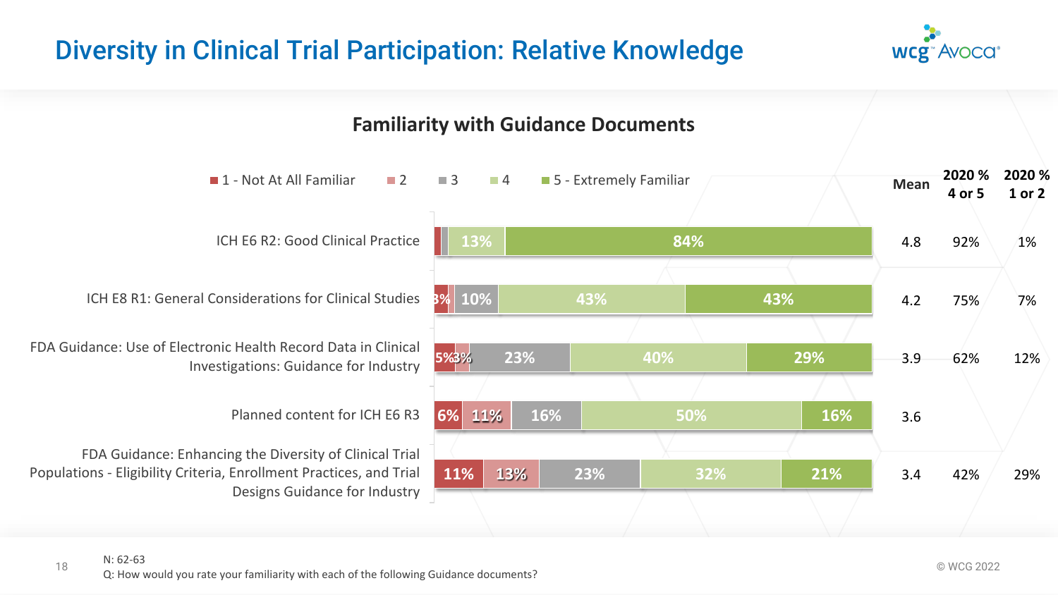# Diversity in Clinical Trial Participation: Relative Knowledge

## Familiarity with Guidance Documents

| Guidance Document | 1 - Not At All Familiar | 2 | 3 | 4 | 5 - Extremely Familiar | Mean | 2020 % 4 or 5 | 2020 % 1 or 2 |
|---|---|---|---|---|---|---|---|---|
| ICH E6 R2: Good Clinical Practice | | | | 13% | 84% | 4.8 | 92% | 1% |
| ICH E8 R1: General Considerations for Clinical Studies | 3% | | 10% | 43% | 43% | 4.2 | 75% | 7% |
| FDA Guidance: Use of Electronic Health Record Data in Clinical Investigations: Guidance for Industry | 5% | 3% | 23% | 40% | 29% | 3.9 | 62% | 12% |
| Planned content for ICH E6 R3 | 6% | 11% | 16% | 50% | 16% | 3.6 | | |
| FDA Guidance: Enhancing the Diversity of Clinical Trial Populations - Eligibility Criteria, Enrollment Practices, and Trial Designs Guidance for Industry | 11% | 13% | 23% | 32% | 21% | 3.4 | 42% | 29% |

N: 62-63
Q: How would you rate your familiarity with each of the following Guidance documents?

© WCG 2022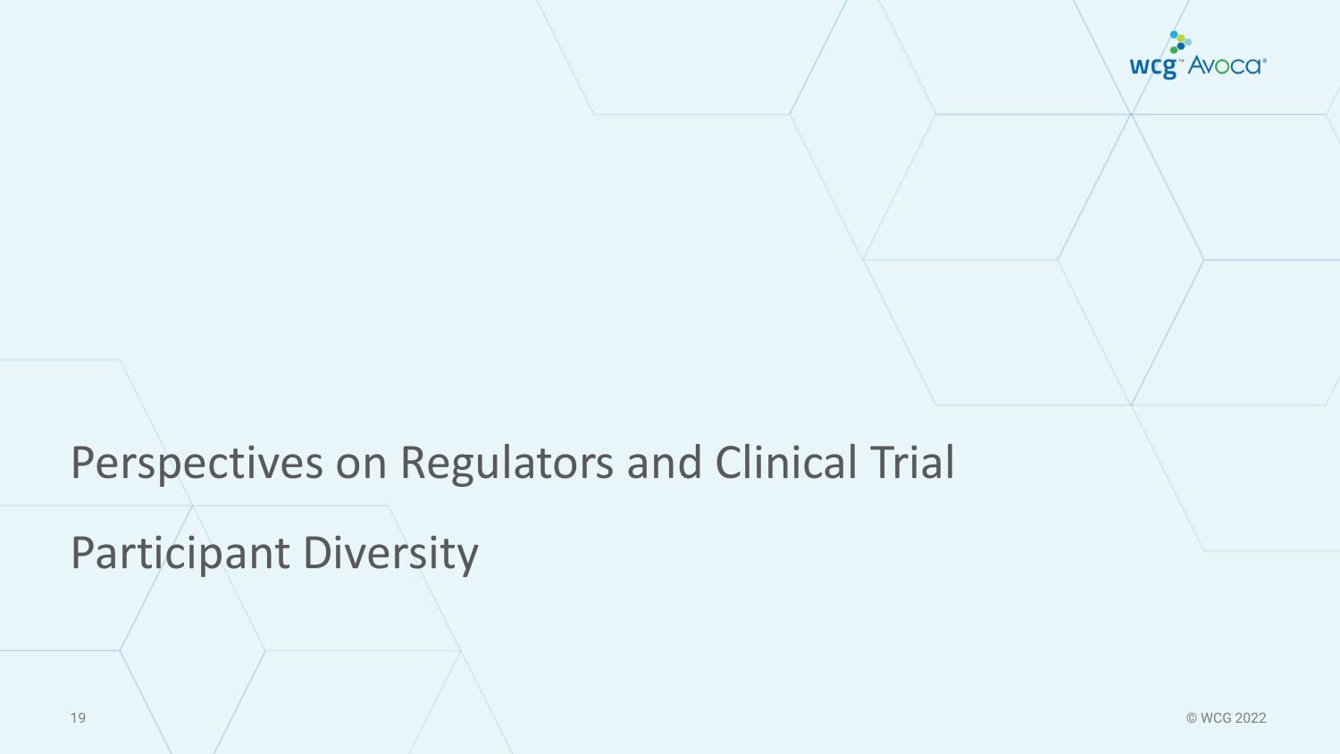# Perspectives on Regulators and Clinical Trial Participant Diversity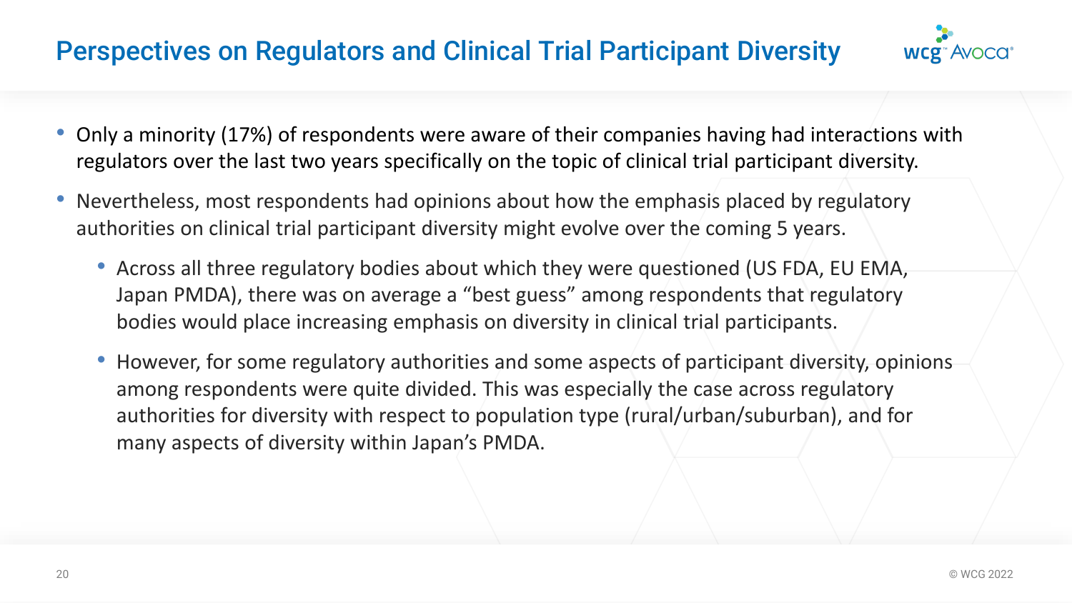# Perspectives on Regulators and Clinical Trial Participant Diversity

- Only a minority (17%) of respondents were aware of their companies having had interactions with regulators over the last two years specifically on the topic of clinical trial participant diversity.
- Nevertheless, most respondents had opinions about how the emphasis placed by regulatory authorities on clinical trial participant diversity might evolve over the coming 5 years.
  - Across all three regulatory bodies about which they were questioned (US FDA, EU EMA, Japan PMDA), there was on average a "best guess" among respondents that regulatory bodies would place increasing emphasis on diversity in clinical trial participants.
  - However, for some regulatory authorities and some aspects of participant diversity, opinions among respondents were quite divided. This was especially the case across regulatory authorities for diversity with respect to population type (rural/urban/suburban), and for many aspects of diversity within Japan's PMDA.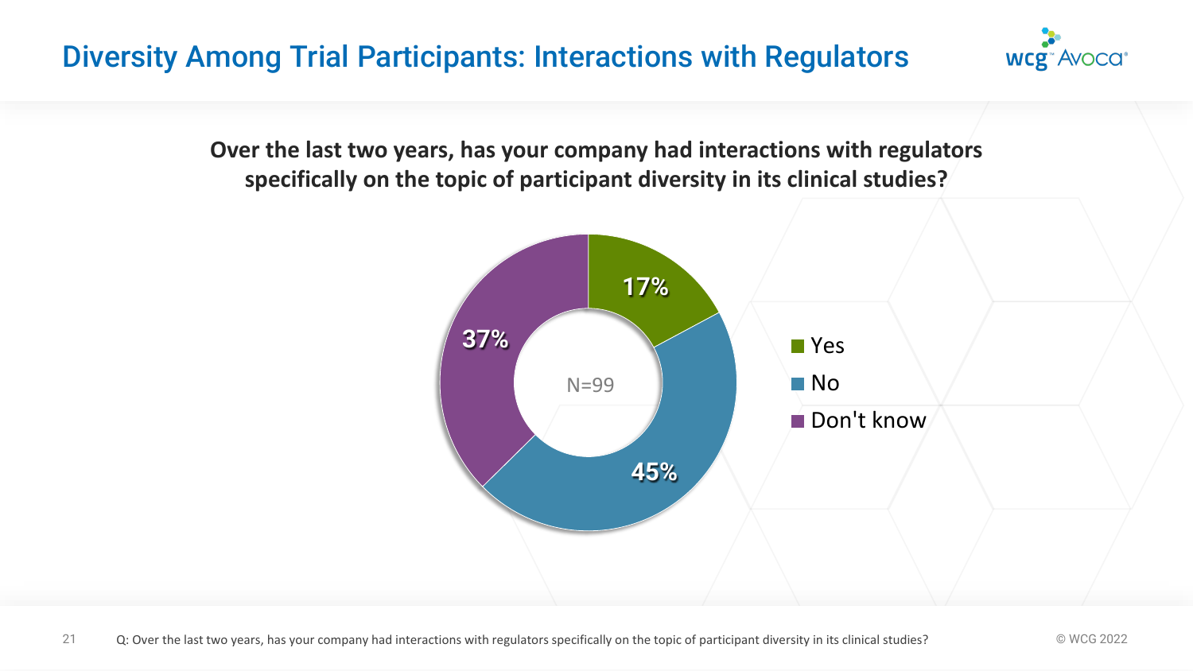# Diversity Among Trial Participants: Interactions with Regulators

**Over the last two years, has your company had interactions with regulators specifically on the topic of participant diversity in its clinical studies?**

N=99

| Response | Percentage |
|---|---|
| Yes | 17% |
| No | 45% |
| Don't know | 37% |

Q: Over the last two years, has your company had interactions with regulators specifically on the topic of participant diversity in its clinical studies?

© WCG 2022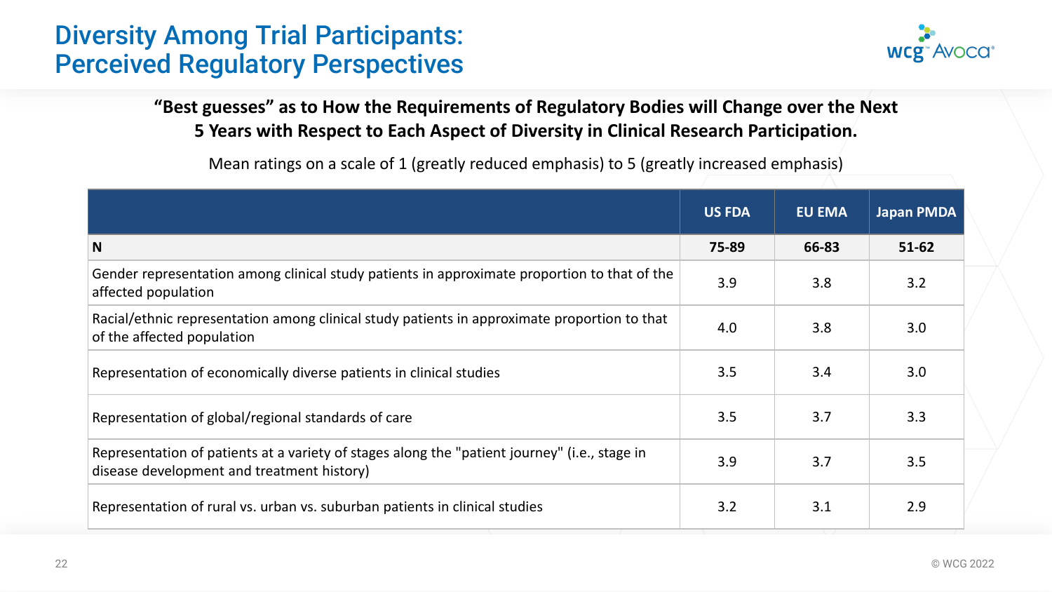# Diversity Among Trial Participants: Perceived Regulatory Perspectives

**"Best guesses" as to How the Requirements of Regulatory Bodies will Change over the Next 5 Years with Respect to Each Aspect of Diversity in Clinical Research Participation.**

Mean ratings on a scale of 1 (greatly reduced emphasis) to 5 (greatly increased emphasis)

| | US FDA | EU EMA | Japan PMDA |
|---|---|---|---|
| **N** | **75-89** | **66-83** | **51-62** |
| Gender representation among clinical study patients in approximate proportion to that of the affected population | 3.9 | 3.8 | 3.2 |
| Racial/ethnic representation among clinical study patients in approximate proportion to that of the affected population | 4.0 | 3.8 | 3.0 |
| Representation of economically diverse patients in clinical studies | 3.5 | 3.4 | 3.0 |
| Representation of global/regional standards of care | 3.5 | 3.7 | 3.3 |
| Representation of patients at a variety of stages along the "patient journey" (i.e., stage in disease development and treatment history) | 3.9 | 3.7 | 3.5 |
| Representation of rural vs. urban vs. suburban patients in clinical studies | 3.2 | 3.1 | 2.9 |

© WCG 2022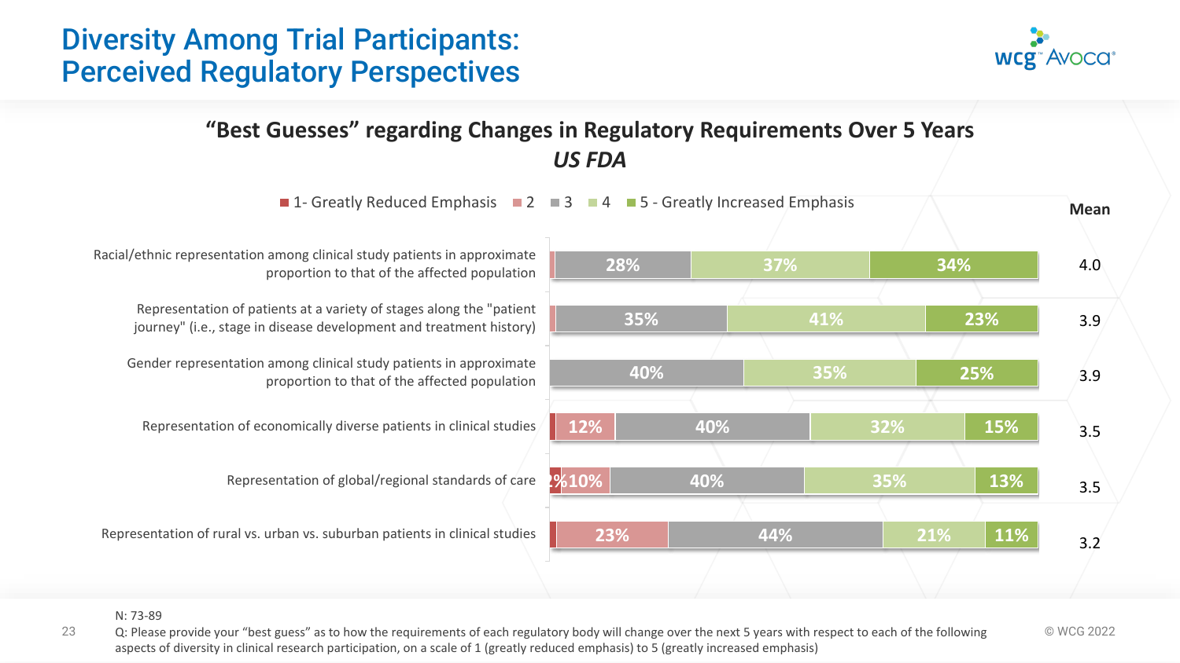# Diversity Among Trial Participants: Perceived Regulatory Perspectives

## "Best Guesses" regarding Changes in Regulatory Requirements Over 5 Years

### *US FDA*

| Aspect | 1 - Greatly Reduced Emphasis | 2 | 3 | 4 | 5 - Greatly Increased Emphasis | Mean |
|---|---|---|---|---|---|---|
| Racial/ethnic representation among clinical study patients in approximate proportion to that of the affected population | | | 28% | 37% | 34% | 4.0 |
| Representation of patients at a variety of stages along the "patient journey" (i.e., stage in disease development and treatment history) | | | 35% | 41% | 23% | 3.9 |
| Gender representation among clinical study patients in approximate proportion to that of the affected population | | | 40% | 35% | 25% | 3.9 |
| Representation of economically diverse patients in clinical studies | | 12% | 40% | 32% | 15% | 3.5 |
| Representation of global/regional standards of care | 2% | 10% | 40% | 35% | 13% | 3.5 |
| Representation of rural vs. urban vs. suburban patients in clinical studies | | 23% | 44% | 21% | 11% | 3.2 |

N: 73-89

Q: Please provide your "best guess" as to how the requirements of each regulatory body will change over the next 5 years with respect to each of the following aspects of diversity in clinical research participation, on a scale of 1 (greatly reduced emphasis) to 5 (greatly increased emphasis)

© WCG 2022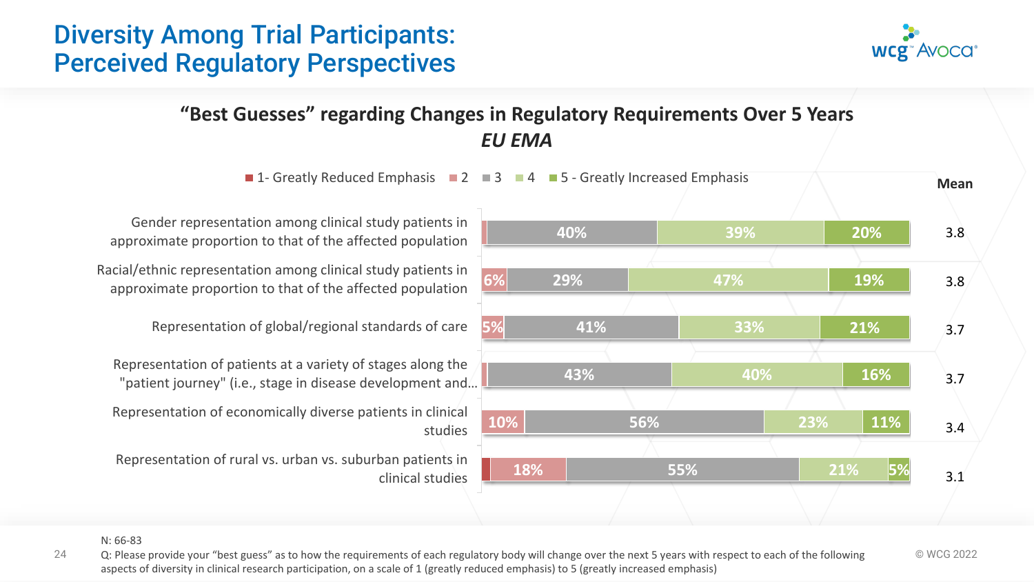# Diversity Among Trial Participants: Perceived Regulatory Perspectives

## "Best Guesses" regarding Changes in Regulatory Requirements Over 5 Years

### *EU EMA*

| | 1- Greatly Reduced Emphasis | 2 | 3 | 4 | 5 - Greatly Increased Emphasis | Mean |
|---|---|---|---|---|---|---|
| Gender representation among clinical study patients in approximate proportion to that of the affected population | | | 40% | 39% | 20% | 3.8 |
| Racial/ethnic representation among clinical study patients in approximate proportion to that of the affected population | | 6% | 29% | 47% | 19% | 3.8 |
| Representation of global/regional standards of care | | 5% | 41% | 33% | 21% | 3.7 |
| Representation of patients at a variety of stages along the "patient journey" (i.e., stage in disease development and... | | | 43% | 40% | 16% | 3.7 |
| Representation of economically diverse patients in clinical studies | | 10% | 56% | 23% | 11% | 3.4 |
| Representation of rural vs. urban vs. suburban patients in clinical studies | | 18% | 55% | 21% | 5% | 3.1 |

N: 66-83

Q: Please provide your "best guess" as to how the requirements of each regulatory body will change over the next 5 years with respect to each of the following aspects of diversity in clinical research participation, on a scale of 1 (greatly reduced emphasis) to 5 (greatly increased emphasis)

© WCG 2022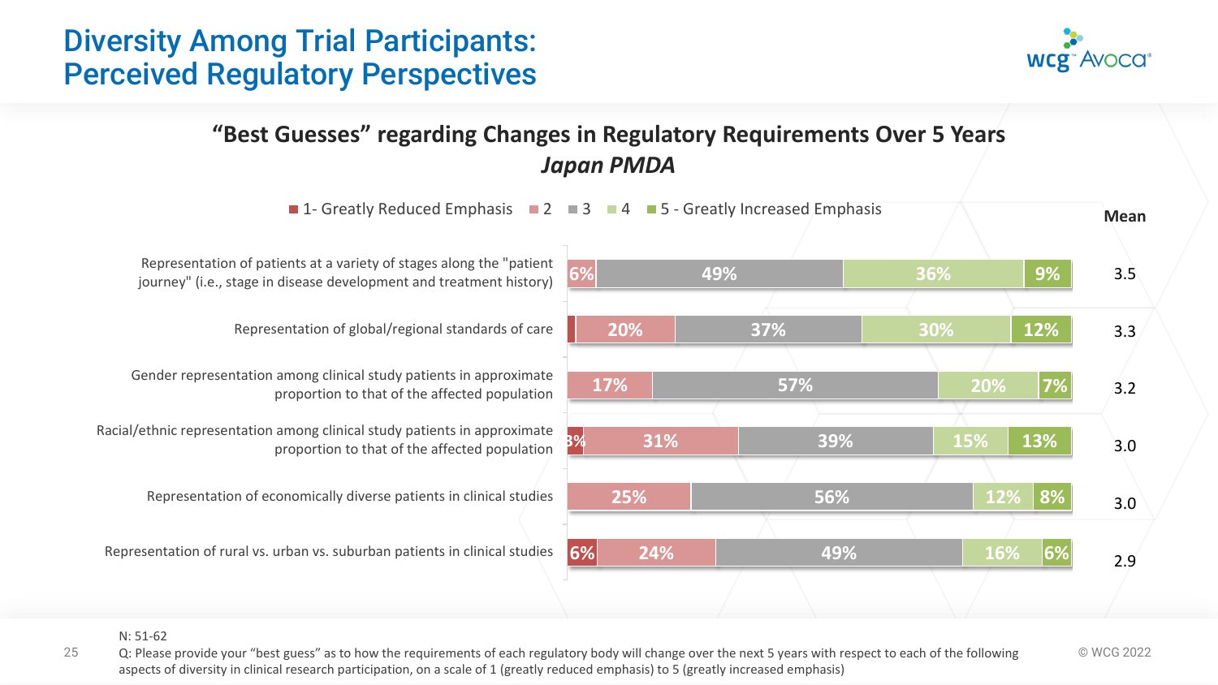# Diversity Among Trial Participants: Perceived Regulatory Perspectives

## "Best Guesses" regarding Changes in Regulatory Requirements Over 5 Years
### *Japan PMDA*

| Aspect | 1 - Greatly Reduced Emphasis | 2 | 3 | 4 | 5 - Greatly Increased Emphasis | Mean |
|---|---|---|---|---|---|---|
| Representation of patients at a variety of stages along the "patient journey" (i.e., stage in disease development and treatment history) | | 6% | 49% | 36% | 9% | 3.5 |
| Representation of global/regional standards of care | | 20% | 37% | 30% | 12% | 3.3 |
| Gender representation among clinical study patients in approximate proportion to that of the affected population | | 17% | 57% | 20% | 7% | 3.2 |
| Racial/ethnic representation among clinical study patients in approximate proportion to that of the affected population | 3% | 31% | 39% | 15% | 13% | 3.0 |
| Representation of economically diverse patients in clinical studies | | 25% | 56% | 12% | 8% | 3.0 |
| Representation of rural vs. urban vs. suburban patients in clinical studies | 6% | 24% | 49% | 16% | 6% | 2.9 |

N: 51-62

Q: Please provide your "best guess" as to how the requirements of each regulatory body will change over the next 5 years with respect to each of the following aspects of diversity in clinical research participation, on a scale of 1 (greatly reduced emphasis) to 5 (greatly increased emphasis)

© WCG 2022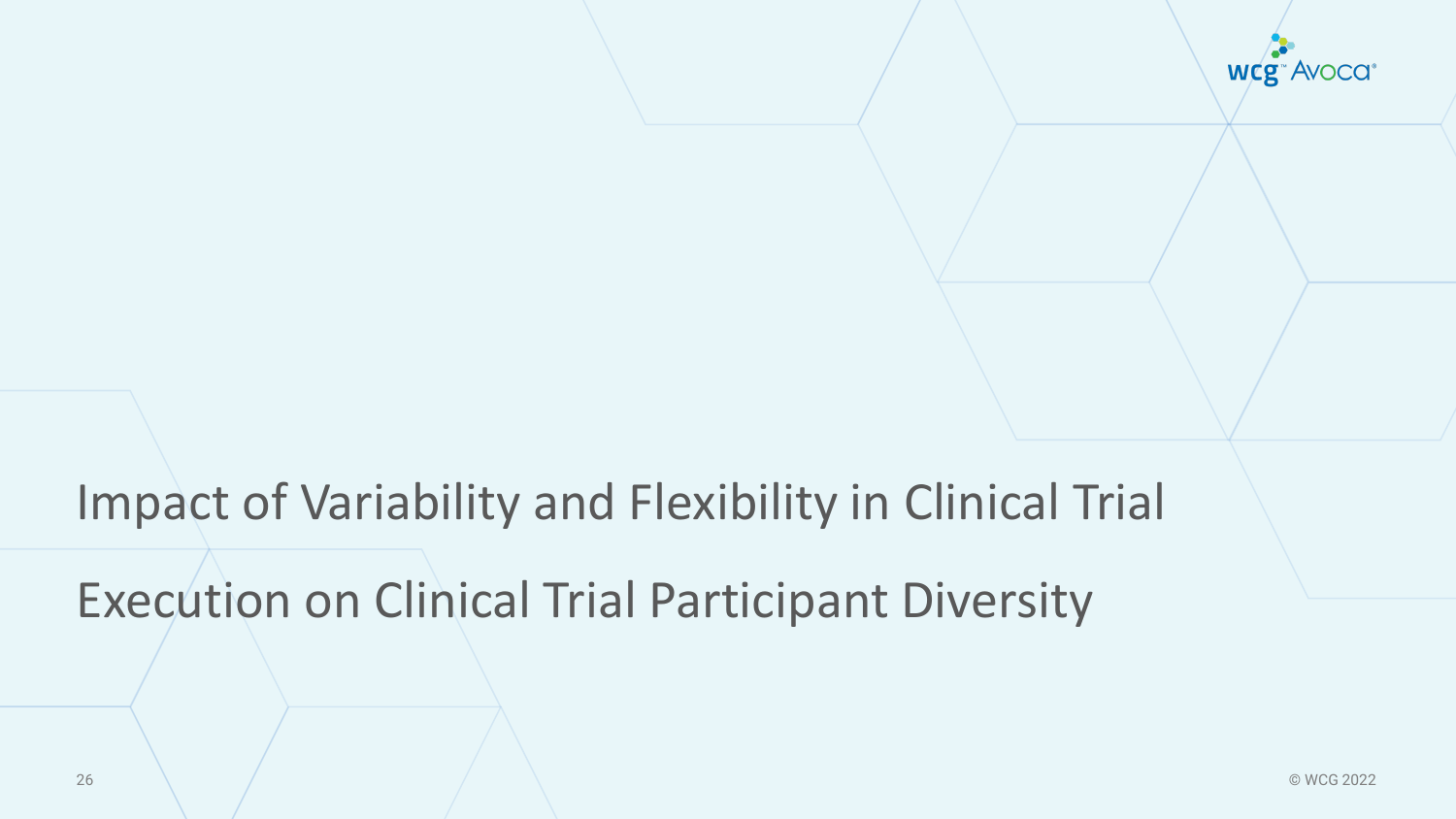# Impact of Variability and Flexibility in Clinical Trial Execution on Clinical Trial Participant Diversity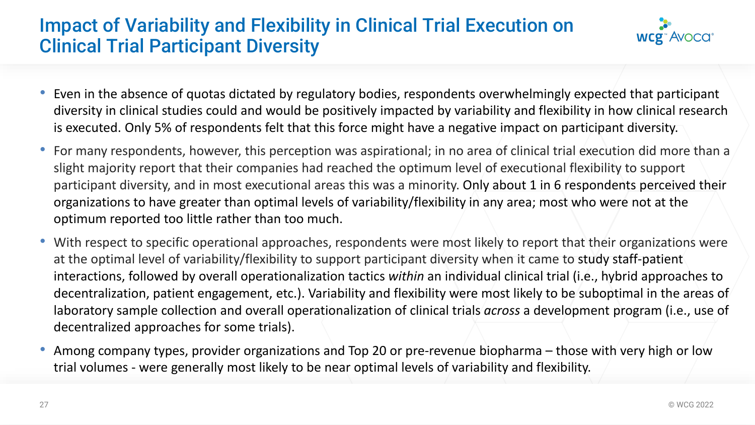# Impact of Variability and Flexibility in Clinical Trial Execution on Clinical Trial Participant Diversity

- Even in the absence of quotas dictated by regulatory bodies, respondents overwhelmingly expected that participant diversity in clinical studies could and would be positively impacted by variability and flexibility in how clinical research is executed. Only 5% of respondents felt that this force might have a negative impact on participant diversity.
- For many respondents, however, this perception was aspirational; in no area of clinical trial execution did more than a slight majority report that their companies had reached the optimum level of executional flexibility to support participant diversity, and in most executional areas this was a minority. Only about 1 in 6 respondents perceived their organizations to have greater than optimal levels of variability/flexibility in any area; most who were not at the optimum reported too little rather than too much.
- With respect to specific operational approaches, respondents were most likely to report that their organizations were at the optimal level of variability/flexibility to support participant diversity when it came to study staff-patient interactions, followed by overall operationalization tactics *within* an individual clinical trial (i.e., hybrid approaches to decentralization, patient engagement, etc.). Variability and flexibility were most likely to be suboptimal in the areas of laboratory sample collection and overall operationalization of clinical trials *across* a development program (i.e., use of decentralized approaches for some trials).
- Among company types, provider organizations and Top 20 or pre-revenue biopharma – those with very high or low trial volumes - were generally most likely to be near optimal levels of variability and flexibility.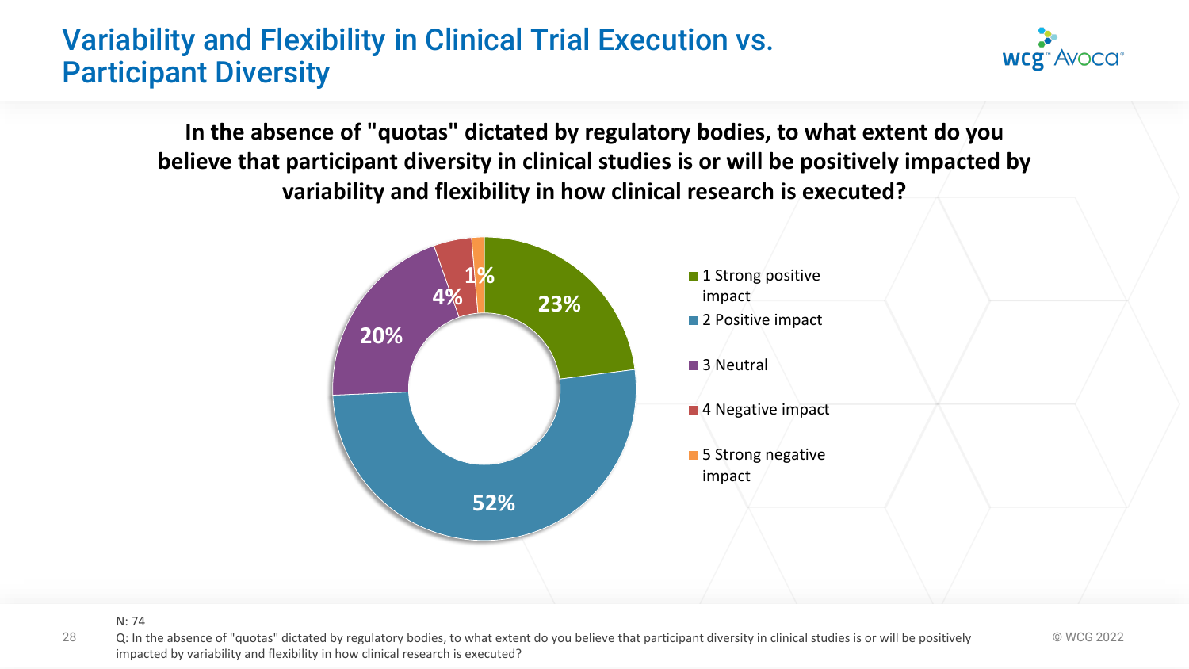# Variability and Flexibility in Clinical Trial Execution vs. Participant Diversity

**In the absence of "quotas" dictated by regulatory bodies, to what extent do you believe that participant diversity in clinical studies is or will be positively impacted by variability and flexibility in how clinical research is executed?**

| Response | Percentage |
| --- | --- |
| 1 Strong positive impact | 23% |
| 2 Positive impact | 52% |
| 3 Neutral | 20% |
| 4 Negative impact | 4% |
| 5 Strong negative impact | 1% |

N: 74

Q: In the absence of "quotas" dictated by regulatory bodies, to what extent do you believe that participant diversity in clinical studies is or will be positively impacted by variability and flexibility in how clinical research is executed?

© WCG 2022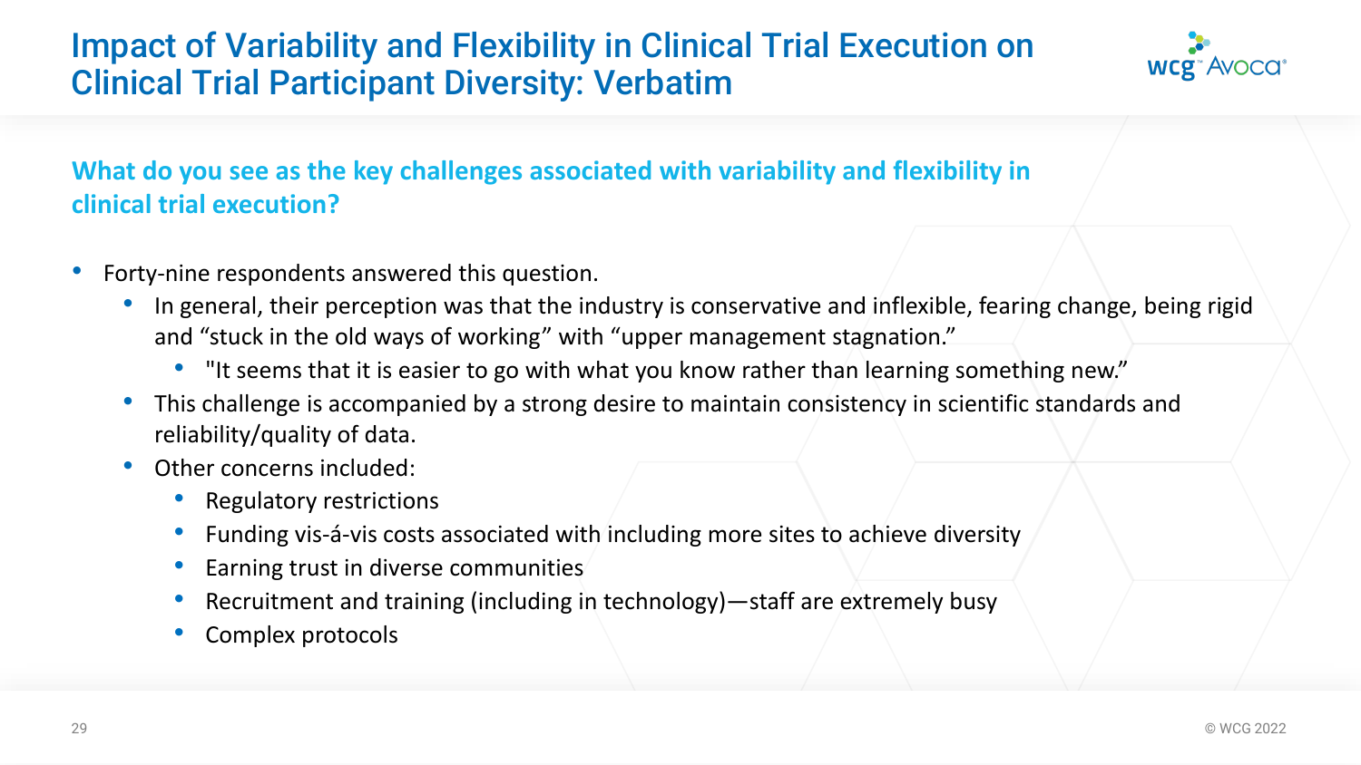# Impact of Variability and Flexibility in Clinical Trial Execution on Clinical Trial Participant Diversity: Verbatim

## What do you see as the key challenges associated with variability and flexibility in clinical trial execution?

- Forty-nine respondents answered this question.
  - In general, their perception was that the industry is conservative and inflexible, fearing change, being rigid and “stuck in the old ways of working” with “upper management stagnation.”
    - "It seems that it is easier to go with what you know rather than learning something new.”
  - This challenge is accompanied by a strong desire to maintain consistency in scientific standards and reliability/quality of data.
  - Other concerns included:
    - Regulatory restrictions
    - Funding vis-á-vis costs associated with including more sites to achieve diversity
    - Earning trust in diverse communities
    - Recruitment and training (including in technology)—staff are extremely busy
    - Complex protocols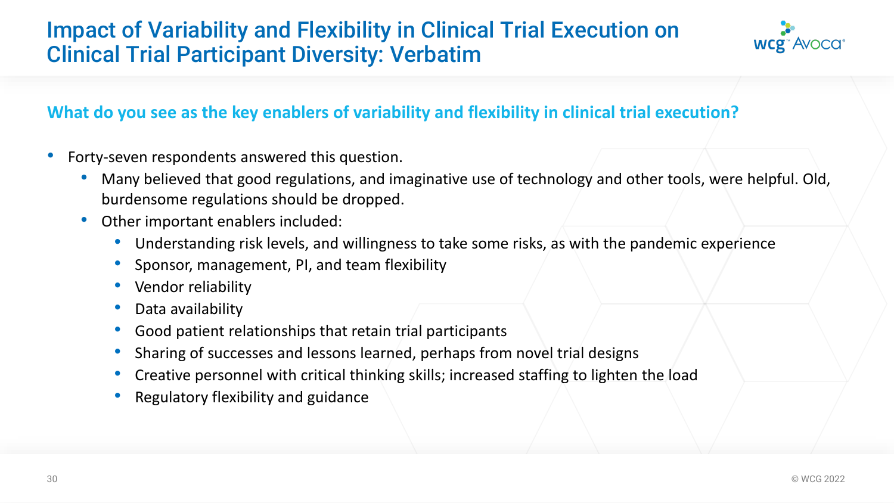# Impact of Variability and Flexibility in Clinical Trial Execution on Clinical Trial Participant Diversity: Verbatim

## What do you see as the key enablers of variability and flexibility in clinical trial execution?

- Forty-seven respondents answered this question.
  - Many believed that good regulations, and imaginative use of technology and other tools, were helpful. Old, burdensome regulations should be dropped.
  - Other important enablers included:
    - Understanding risk levels, and willingness to take some risks, as with the pandemic experience
    - Sponsor, management, PI, and team flexibility
    - Vendor reliability
    - Data availability
    - Good patient relationships that retain trial participants
    - Sharing of successes and lessons learned, perhaps from novel trial designs
    - Creative personnel with critical thinking skills; increased staffing to lighten the load
    - Regulatory flexibility and guidance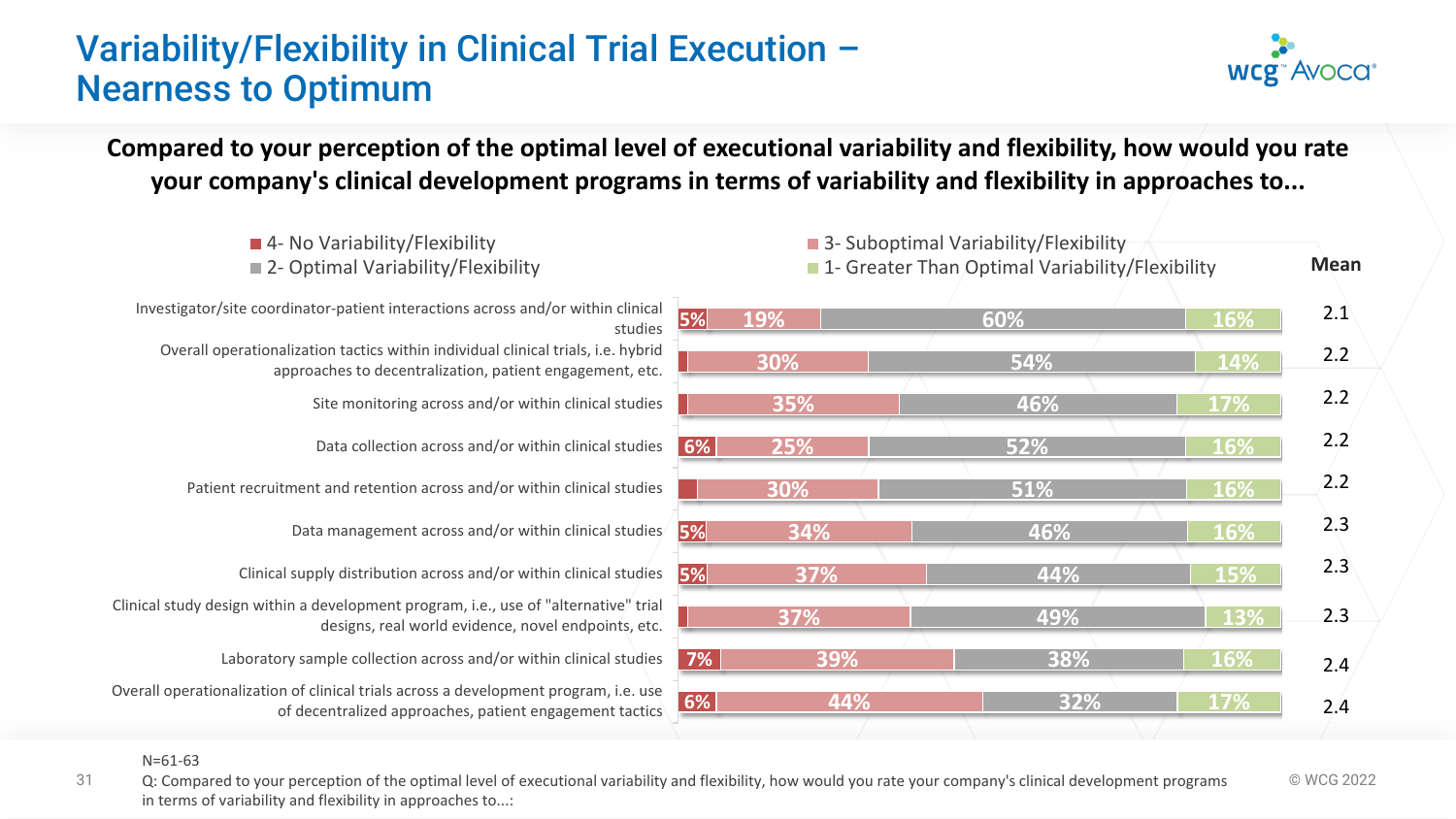# Variability/Flexibility in Clinical Trial Execution – Nearness to Optimum

**Compared to your perception of the optimal level of executional variability and flexibility, how would you rate your company's clinical development programs in terms of variability and flexibility in approaches to...**

| Approach | 4- No Variability/Flexibility | 3- Suboptimal Variability/Flexibility | 2- Optimal Variability/Flexibility | 1- Greater Than Optimal Variability/Flexibility | Mean |
|---|---|---|---|---|---|
| Investigator/site coordinator-patient interactions across and/or within clinical studies | 5% | 19% | 60% | 16% | 2.1 |
| Overall operationalization tactics within individual clinical trials, i.e. hybrid approaches to decentralization, patient engagement, etc. | | 30% | 54% | 14% | 2.2 |
| Site monitoring across and/or within clinical studies | | 35% | 46% | 17% | 2.2 |
| Data collection across and/or within clinical studies | 6% | 25% | 52% | 16% | 2.2 |
| Patient recruitment and retention across and/or within clinical studies | | 30% | 51% | 16% | 2.2 |
| Data management across and/or within clinical studies | 5% | 34% | 46% | 16% | 2.3 |
| Clinical supply distribution across and/or within clinical studies | 5% | 37% | 44% | 15% | 2.3 |
| Clinical study design within a development program, i.e., use of "alternative" trial designs, real world evidence, novel endpoints, etc. | | 37% | 49% | 13% | 2.3 |
| Laboratory sample collection across and/or within clinical studies | 7% | 39% | 38% | 16% | 2.4 |
| Overall operationalization of clinical trials across a development program, i.e. use of decentralized approaches, patient engagement tactics | 6% | 44% | 32% | 17% | 2.4 |

N=61-63

Q: Compared to your perception of the optimal level of executional variability and flexibility, how would you rate your company's clinical development programs in terms of variability and flexibility in approaches to...:

© WCG 2022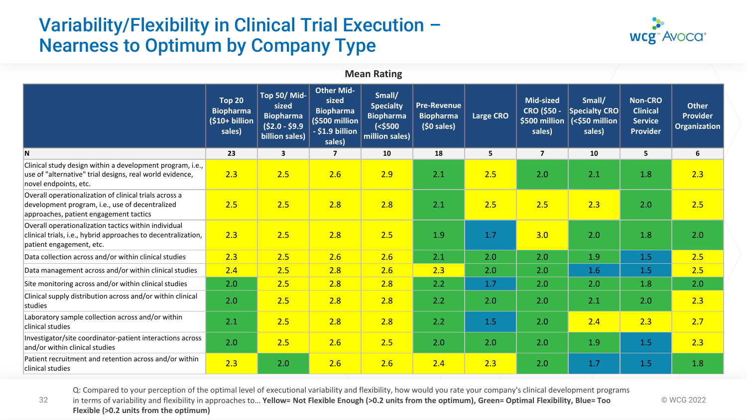# Variability/Flexibility in Clinical Trial Execution – Nearness to Optimum by Company Type

**Mean Rating**

| | Top 20 Biopharma ($10+ billion sales) | Top 50/ Mid-sized Biopharma ($2.0 - $9.9 billion sales) | Other Mid-sized Biopharma ($500 million - $1.9 billion sales) | Small/ Specialty Biopharma (<$500 million sales) | Pre-Revenue Biopharma ($0 sales) | Large CRO | Mid-sized CRO ($50 - $500 million sales) | Small/ Specialty CRO (<$50 million sales) | Non-CRO Clinical Service Provider | Other Provider Organization |
|---|---|---|---|---|---|---|---|---|---|---|
| N | 23 | 3 | 7 | 10 | 18 | 5 | 7 | 10 | 5 | 6 |
| Clinical study design within a development program, i.e., use of "alternative" trial designs, real world evidence, novel endpoints, etc. | 2.3 | 2.5 | 2.6 | 2.9 | 2.1 | 2.5 | 2.0 | 2.1 | 1.8 | 2.3 |
| Overall operationalization of clinical trials across a development program, i.e., use of decentralized approaches, patient engagement tactics | 2.5 | 2.5 | 2.8 | 2.8 | 2.1 | 2.5 | 2.5 | 2.3 | 2.0 | 2.5 |
| Overall operationalization tactics within individual clinical trials, i.e., hybrid approaches to decentralization, patient engagement, etc. | 2.3 | 2.5 | 2.8 | 2.5 | 1.9 | 1.7 | 3.0 | 2.0 | 1.8 | 2.0 |
| Data collection across and/or within clinical studies | 2.3 | 2.5 | 2.6 | 2.6 | 2.1 | 2.0 | 2.0 | 1.9 | 1.5 | 2.5 |
| Data management across and/or within clinical studies | 2.4 | 2.5 | 2.8 | 2.6 | 2.3 | 2.0 | 2.0 | 1.6 | 1.5 | 2.5 |
| Site monitoring across and/or within clinical studies | 2.0 | 2.5 | 2.8 | 2.8 | 2.2 | 1.7 | 2.0 | 2.0 | 1.8 | 2.0 |
| Clinical supply distribution across and/or within clinical studies | 2.0 | 2.5 | 2.8 | 2.8 | 2.2 | 2.0 | 2.0 | 2.1 | 2.0 | 2.3 |
| Laboratory sample collection across and/or within clinical studies | 2.1 | 2.5 | 2.8 | 2.8 | 2.2 | 1.5 | 2.0 | 2.4 | 2.3 | 2.7 |
| Investigator/site coordinator-patient interactions across and/or within clinical studies | 2.0 | 2.5 | 2.6 | 2.5 | 2.0 | 2.0 | 2.0 | 1.9 | 1.5 | 2.3 |
| Patient recruitment and retention across and/or within clinical studies | 2.3 | 2.0 | 2.6 | 2.6 | 2.4 | 2.3 | 2.0 | 1.7 | 1.5 | 1.8 |

Q: Compared to your perception of the optimal level of executional variability and flexibility, how would you rate your company's clinical development programs in terms of variability and flexibility in approaches to… **Yellow= Not Flexible Enough (>0.2 units from the optimum), Green= Optimal Flexibility, Blue= Too Flexible (>0.2 units from the optimum)**

© WCG 2022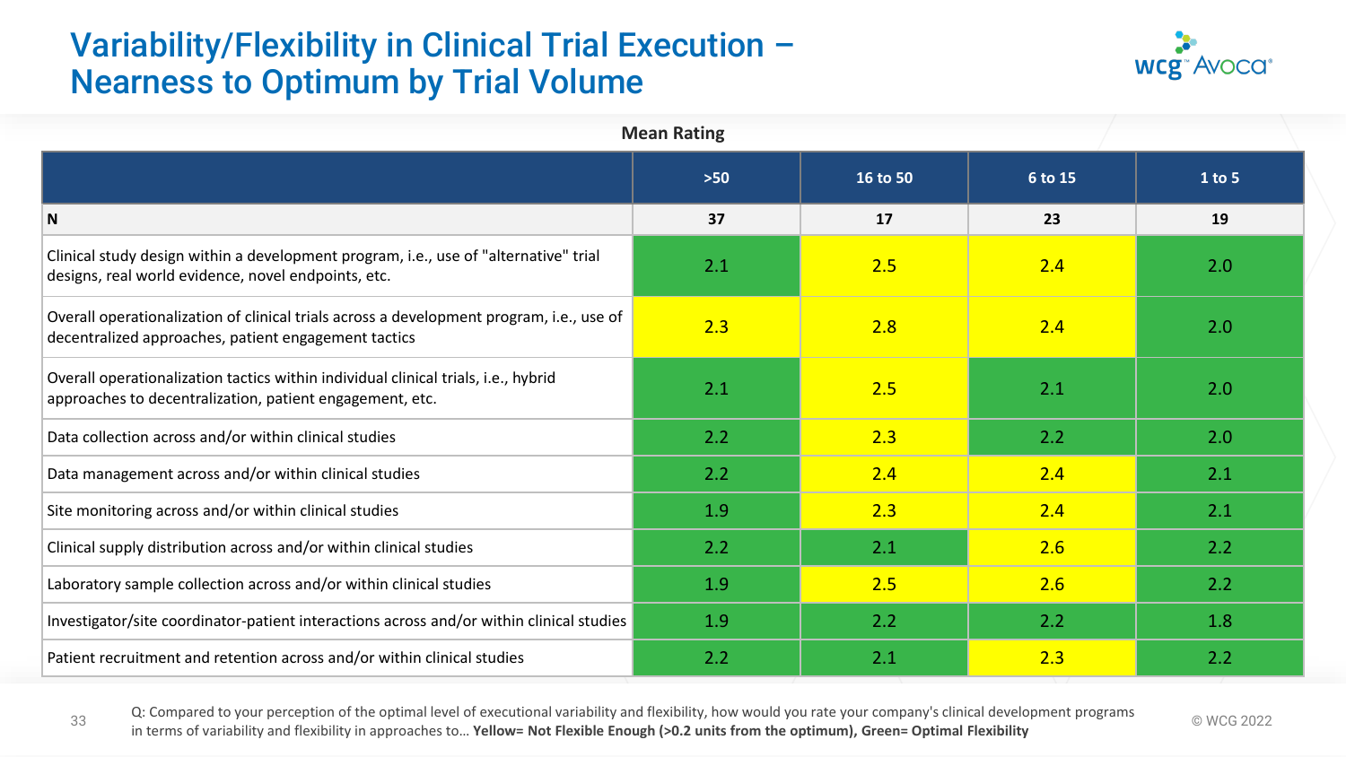# Variability/Flexibility in Clinical Trial Execution – Nearness to Optimum by Trial Volume

**Mean Rating**

| | >50 | 16 to 50 | 6 to 15 | 1 to 5 |
|---|---|---|---|---|
| **N** | **37** | **17** | **23** | **19** |
| Clinical study design within a development program, i.e., use of "alternative" trial designs, real world evidence, novel endpoints, etc. | 2.1 | 2.5 | 2.4 | 2.0 |
| Overall operationalization of clinical trials across a development program, i.e., use of decentralized approaches, patient engagement tactics | 2.3 | 2.8 | 2.4 | 2.0 |
| Overall operationalization tactics within individual clinical trials, i.e., hybrid approaches to decentralization, patient engagement, etc. | 2.1 | 2.5 | 2.1 | 2.0 |
| Data collection across and/or within clinical studies | 2.2 | 2.3 | 2.2 | 2.0 |
| Data management across and/or within clinical studies | 2.2 | 2.4 | 2.4 | 2.1 |
| Site monitoring across and/or within clinical studies | 1.9 | 2.3 | 2.4 | 2.1 |
| Clinical supply distribution across and/or within clinical studies | 2.2 | 2.1 | 2.6 | 2.2 |
| Laboratory sample collection across and/or within clinical studies | 1.9 | 2.5 | 2.6 | 2.2 |
| Investigator/site coordinator-patient interactions across and/or within clinical studies | 1.9 | 2.2 | 2.2 | 1.8 |
| Patient recruitment and retention across and/or within clinical studies | 2.2 | 2.1 | 2.3 | 2.2 |

Q: Compared to your perception of the optimal level of executional variability and flexibility, how would you rate your company's clinical development programs in terms of variability and flexibility in approaches to… **Yellow= Not Flexible Enough (>0.2 units from the optimum), Green= Optimal Flexibility**

© WCG 2022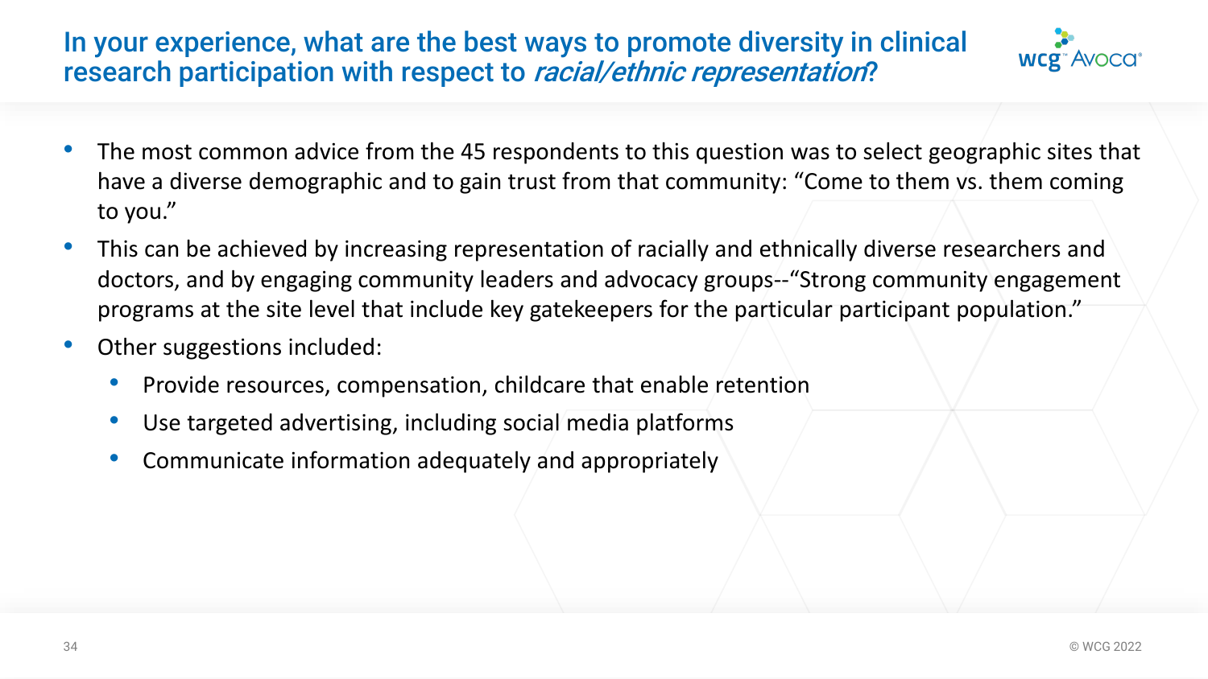# In your experience, what are the best ways to promote diversity in clinical research participation with respect to *racial/ethnic representation*?

- The most common advice from the 45 respondents to this question was to select geographic sites that have a diverse demographic and to gain trust from that community: "Come to them vs. them coming to you."
- This can be achieved by increasing representation of racially and ethnically diverse researchers and doctors, and by engaging community leaders and advocacy groups--"Strong community engagement programs at the site level that include key gatekeepers for the particular participant population."
- Other suggestions included:
  - Provide resources, compensation, childcare that enable retention
  - Use targeted advertising, including social media platforms
  - Communicate information adequately and appropriately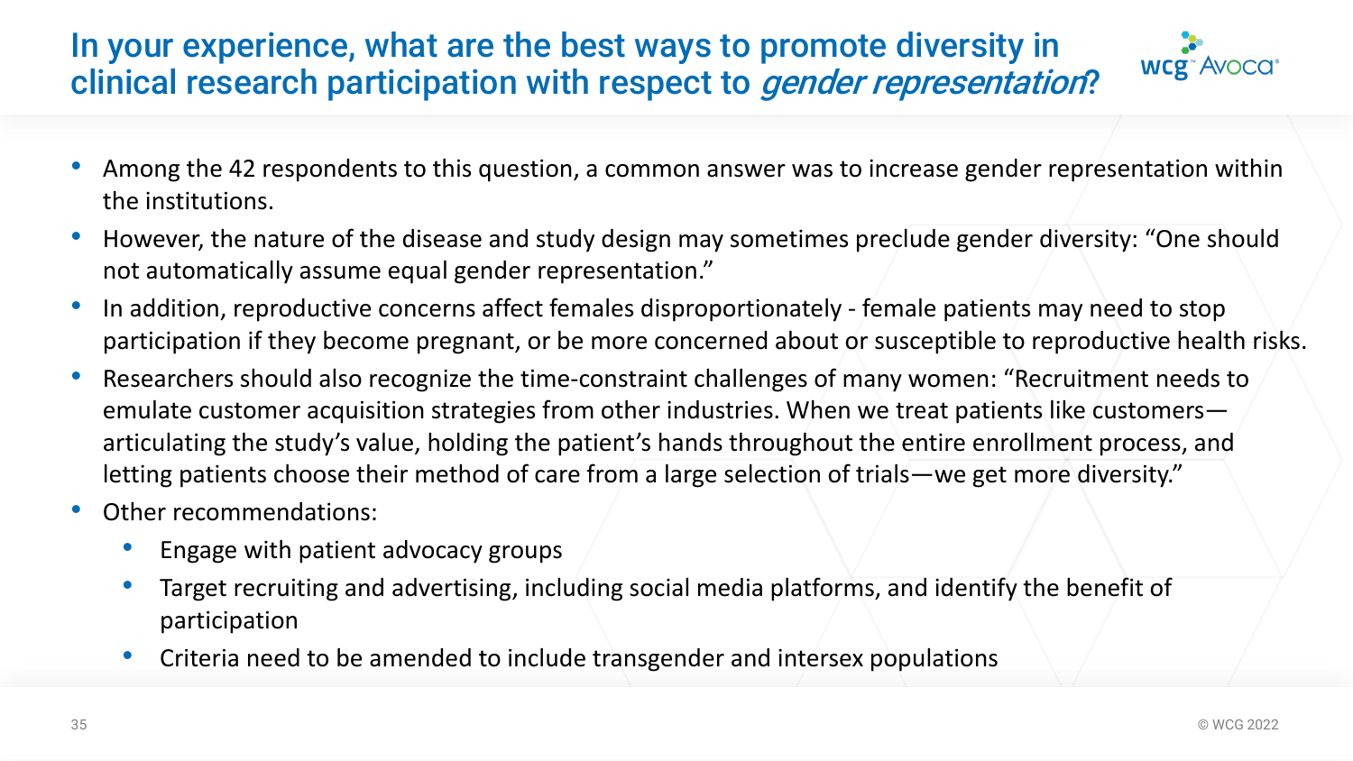# In your experience, what are the best ways to promote diversity in clinical research participation with respect to *gender representation*?

- Among the 42 respondents to this question, a common answer was to increase gender representation within the institutions.
- However, the nature of the disease and study design may sometimes preclude gender diversity: "One should not automatically assume equal gender representation."
- In addition, reproductive concerns affect females disproportionately - female patients may need to stop participation if they become pregnant, or be more concerned about or susceptible to reproductive health risks.
- Researchers should also recognize the time-constraint challenges of many women: "Recruitment needs to emulate customer acquisition strategies from other industries. When we treat patients like customers—articulating the study's value, holding the patient's hands throughout the entire enrollment process, and letting patients choose their method of care from a large selection of trials—we get more diversity."
- Other recommendations:
  - Engage with patient advocacy groups
  - Target recruiting and advertising, including social media platforms, and identify the benefit of participation
  - Criteria need to be amended to include transgender and intersex populations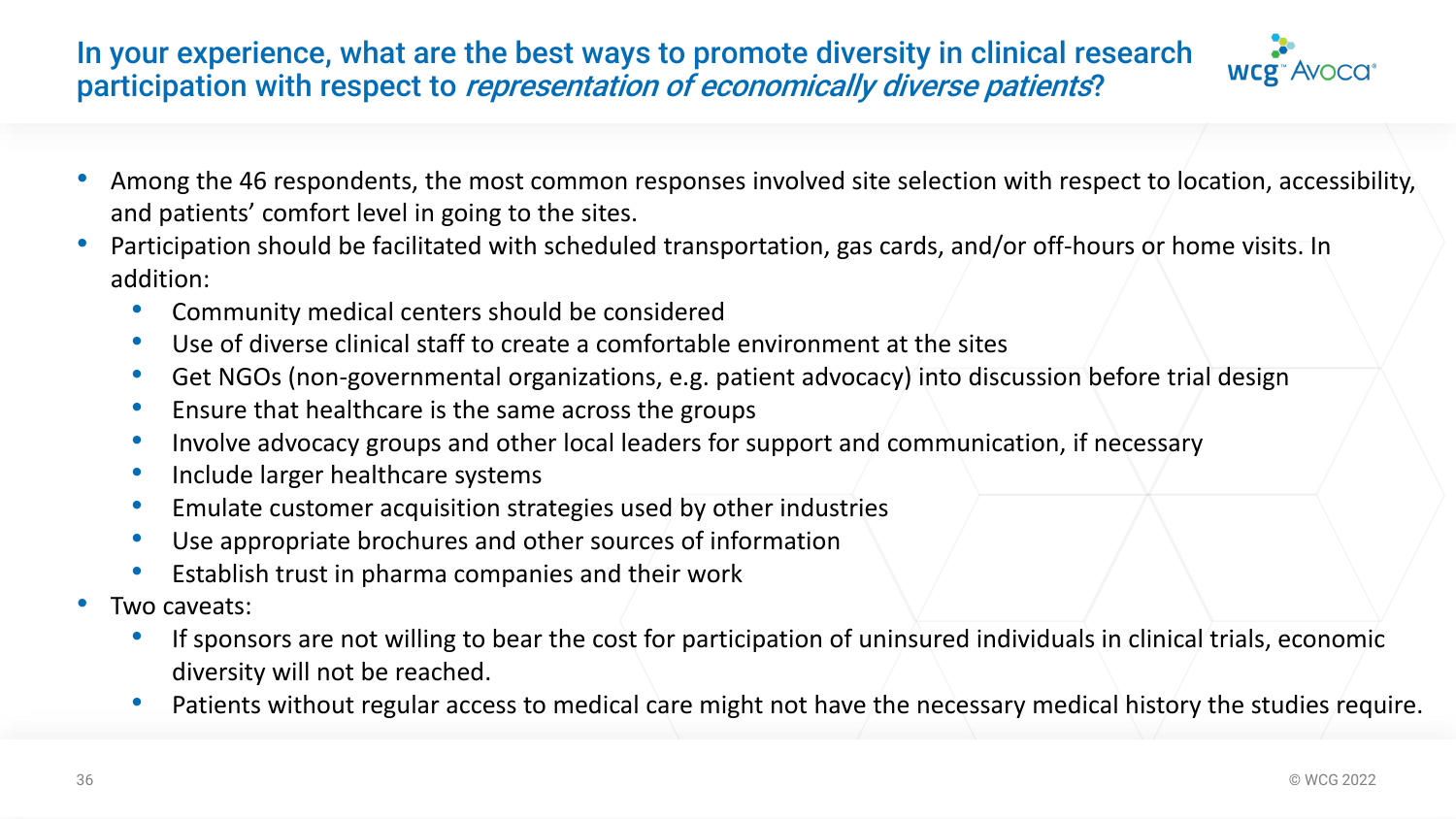## In your experience, what are the best ways to promote diversity in clinical research participation with respect to *representation of economically diverse patients*?

- Among the 46 respondents, the most common responses involved site selection with respect to location, accessibility, and patients' comfort level in going to the sites.
- Participation should be facilitated with scheduled transportation, gas cards, and/or off-hours or home visits. In addition:
  - Community medical centers should be considered
  - Use of diverse clinical staff to create a comfortable environment at the sites
  - Get NGOs (non-governmental organizations, e.g. patient advocacy) into discussion before trial design
  - Ensure that healthcare is the same across the groups
  - Involve advocacy groups and other local leaders for support and communication, if necessary
  - Include larger healthcare systems
  - Emulate customer acquisition strategies used by other industries
  - Use appropriate brochures and other sources of information
  - Establish trust in pharma companies and their work
- Two caveats:
  - If sponsors are not willing to bear the cost for participation of uninsured individuals in clinical trials, economic diversity will not be reached.
  - Patients without regular access to medical care might not have the necessary medical history the studies require.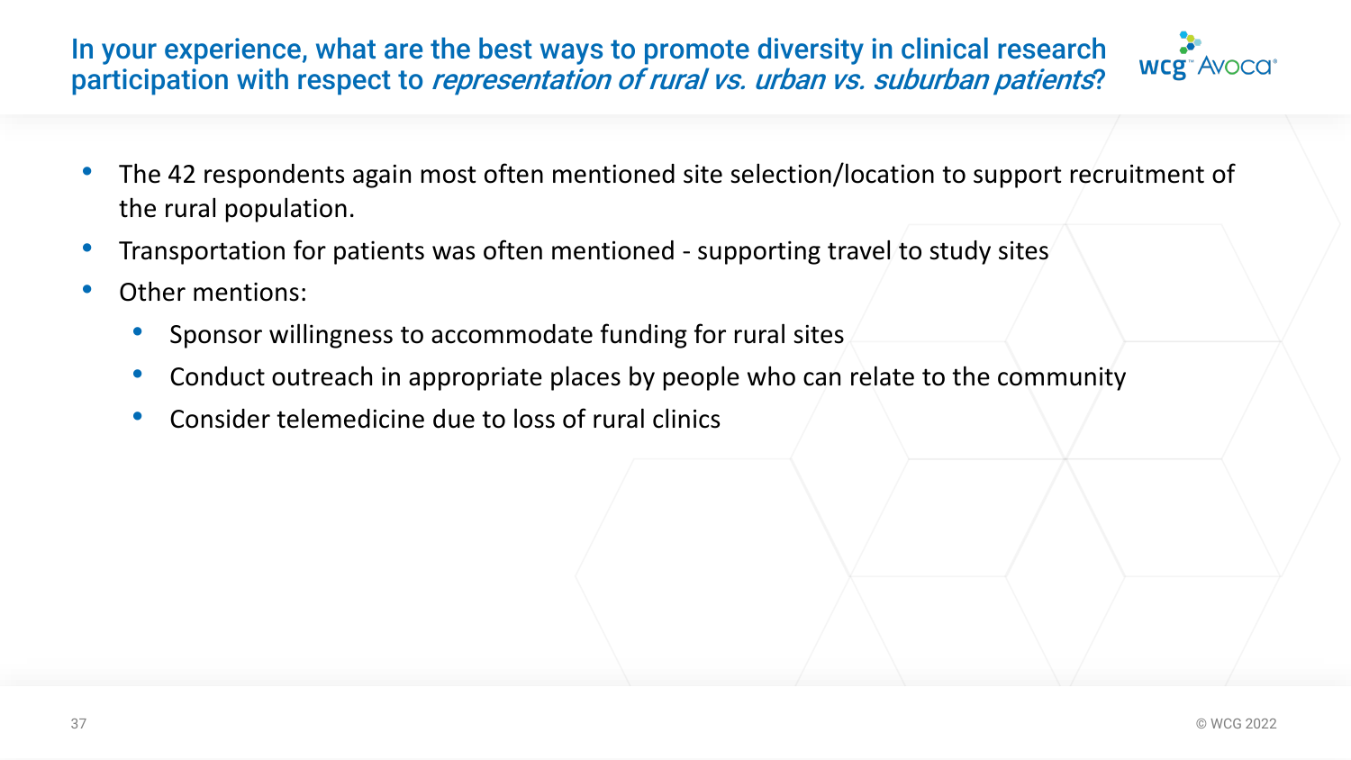## In your experience, what are the best ways to promote diversity in clinical research participation with respect to *representation of rural vs. urban vs. suburban patients*?

- The 42 respondents again most often mentioned site selection/location to support recruitment of the rural population.
- Transportation for patients was often mentioned - supporting travel to study sites
- Other mentions:
  - Sponsor willingness to accommodate funding for rural sites
  - Conduct outreach in appropriate places by people who can relate to the community
  - Consider telemedicine due to loss of rural clinics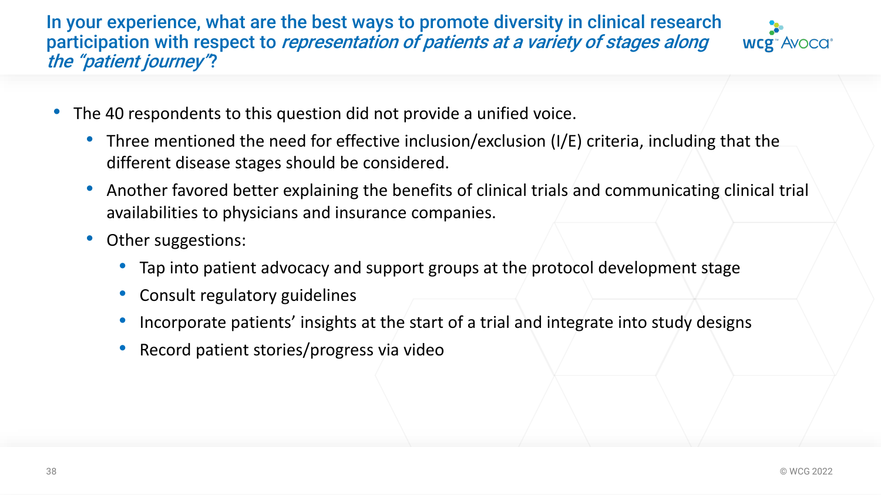# In your experience, what are the best ways to promote diversity in clinical research participation with respect to *representation of patients at a variety of stages along the "patient journey"*?

- The 40 respondents to this question did not provide a unified voice.
  - Three mentioned the need for effective inclusion/exclusion (I/E) criteria, including that the different disease stages should be considered.
  - Another favored better explaining the benefits of clinical trials and communicating clinical trial availabilities to physicians and insurance companies.
  - Other suggestions:
    - Tap into patient advocacy and support groups at the protocol development stage
    - Consult regulatory guidelines
    - Incorporate patients' insights at the start of a trial and integrate into study designs
    - Record patient stories/progress via video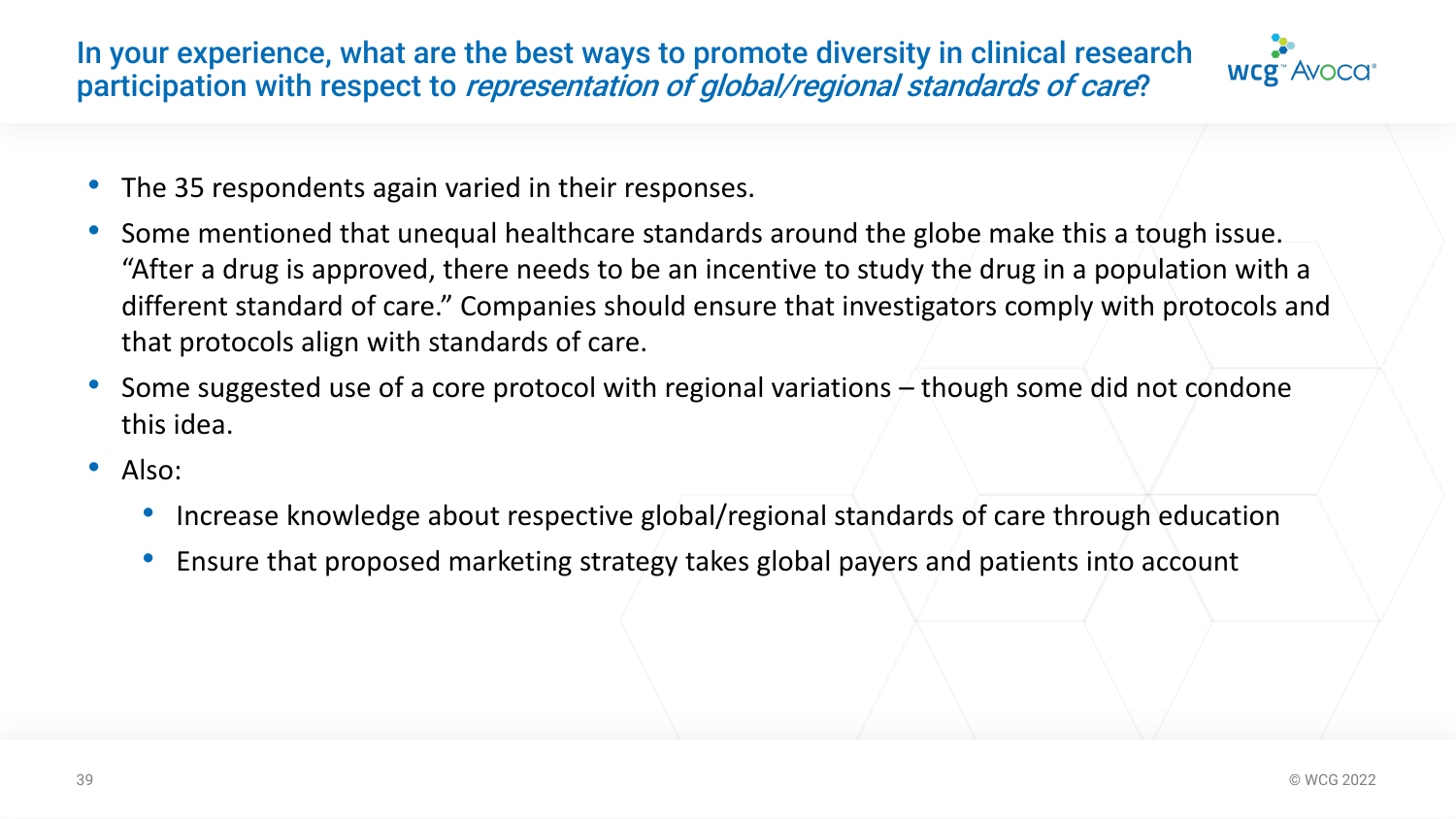# In your experience, what are the best ways to promote diversity in clinical research participation with respect to *representation of global/regional standards of care*?

- The 35 respondents again varied in their responses.
- Some mentioned that unequal healthcare standards around the globe make this a tough issue. "After a drug is approved, there needs to be an incentive to study the drug in a population with a different standard of care." Companies should ensure that investigators comply with protocols and that protocols align with standards of care.
- Some suggested use of a core protocol with regional variations – though some did not condone this idea.
- Also:
  - Increase knowledge about respective global/regional standards of care through education
  - Ensure that proposed marketing strategy takes global payers and patients into account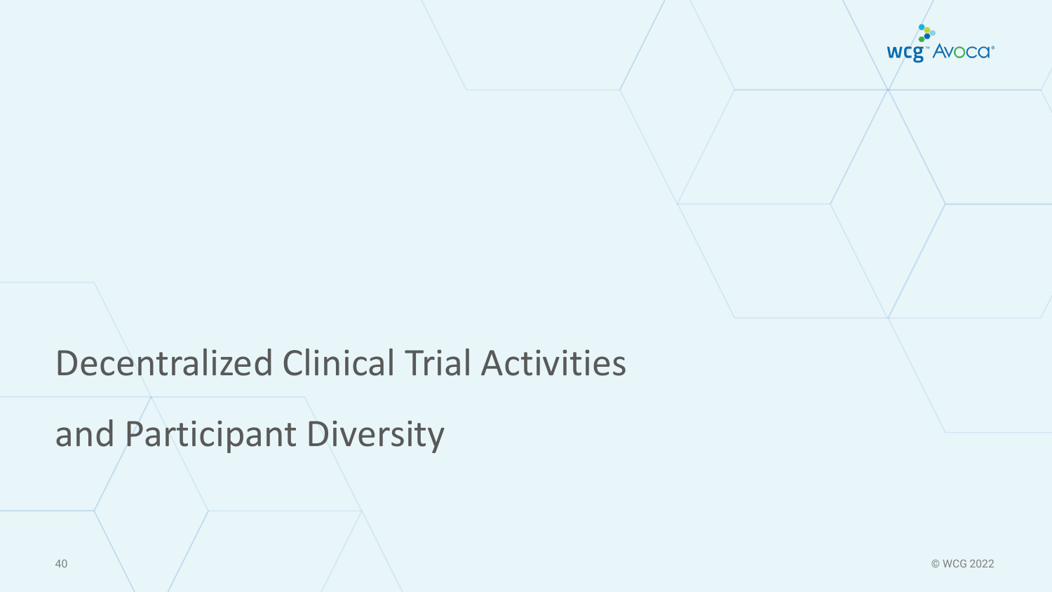# Decentralized Clinical Trial Activities and Participant Diversity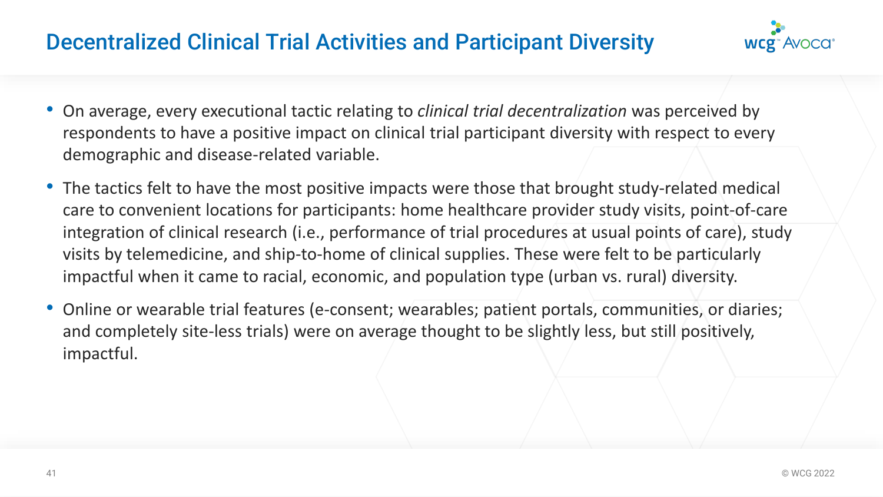# Decentralized Clinical Trial Activities and Participant Diversity

- On average, every executional tactic relating to *clinical trial decentralization* was perceived by respondents to have a positive impact on clinical trial participant diversity with respect to every demographic and disease-related variable.
- The tactics felt to have the most positive impacts were those that brought study-related medical care to convenient locations for participants: home healthcare provider study visits, point-of-care integration of clinical research (i.e., performance of trial procedures at usual points of care), study visits by telemedicine, and ship-to-home of clinical supplies. These were felt to be particularly impactful when it came to racial, economic, and population type (urban vs. rural) diversity.
- Online or wearable trial features (e-consent; wearables; patient portals, communities, or diaries; and completely site-less trials) were on average thought to be slightly less, but still positively, impactful.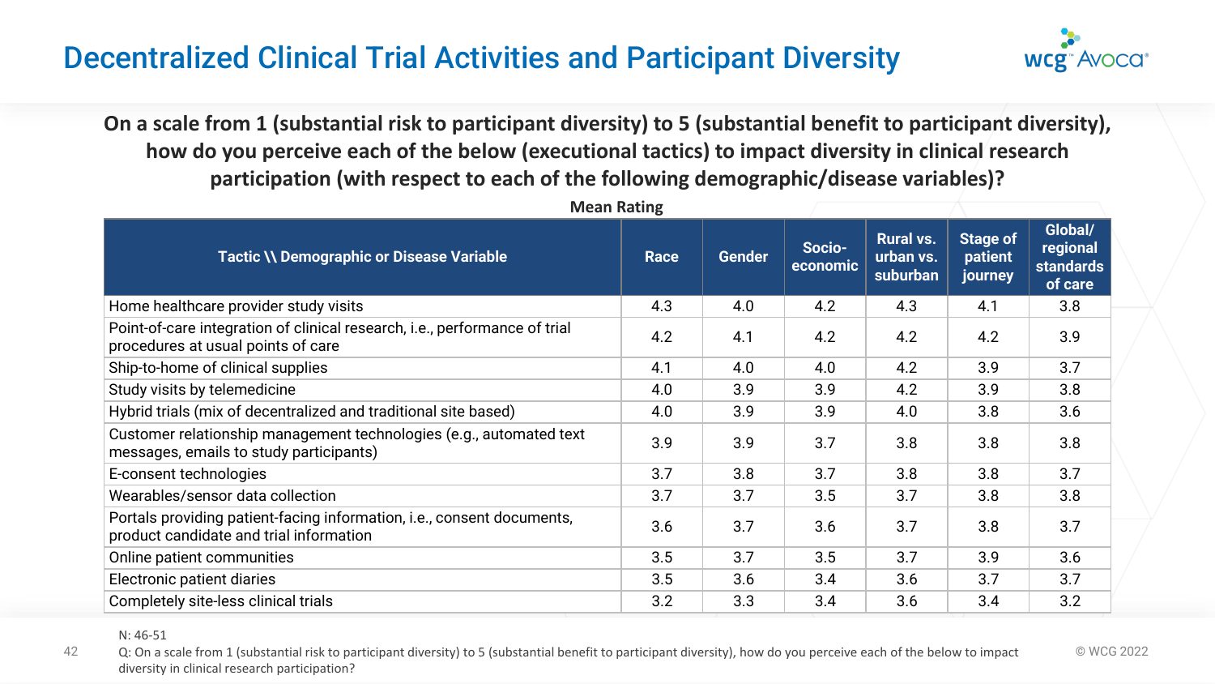# Decentralized Clinical Trial Activities and Participant Diversity

**On a scale from 1 (substantial risk to participant diversity) to 5 (substantial benefit to participant diversity), how do you perceive each of the below (executional tactics) to impact diversity in clinical research participation (with respect to each of the following demographic/disease variables)?**

**Mean Rating**

| Tactic \\ Demographic or Disease Variable | Race | Gender | Socio-economic | Rural vs. urban vs. suburban | Stage of patient journey | Global/regional standards of care |
|---|---|---|---|---|---|---|
| Home healthcare provider study visits | 4.3 | 4.0 | 4.2 | 4.3 | 4.1 | 3.8 |
| Point-of-care integration of clinical research, i.e., performance of trial procedures at usual points of care | 4.2 | 4.1 | 4.2 | 4.2 | 4.2 | 3.9 |
| Ship-to-home of clinical supplies | 4.1 | 4.0 | 4.0 | 4.2 | 3.9 | 3.7 |
| Study visits by telemedicine | 4.0 | 3.9 | 3.9 | 4.2 | 3.9 | 3.8 |
| Hybrid trials (mix of decentralized and traditional site based) | 4.0 | 3.9 | 3.9 | 4.0 | 3.8 | 3.6 |
| Customer relationship management technologies (e.g., automated text messages, emails to study participants) | 3.9 | 3.9 | 3.7 | 3.8 | 3.8 | 3.8 |
| E-consent technologies | 3.7 | 3.8 | 3.7 | 3.8 | 3.8 | 3.7 |
| Wearables/sensor data collection | 3.7 | 3.7 | 3.5 | 3.7 | 3.8 | 3.8 |
| Portals providing patient-facing information, i.e., consent documents, product candidate and trial information | 3.6 | 3.7 | 3.6 | 3.7 | 3.8 | 3.7 |
| Online patient communities | 3.5 | 3.7 | 3.5 | 3.7 | 3.9 | 3.6 |
| Electronic patient diaries | 3.5 | 3.6 | 3.4 | 3.6 | 3.7 | 3.7 |
| Completely site-less clinical trials | 3.2 | 3.3 | 3.4 | 3.6 | 3.4 | 3.2 |

N: 46-51

Q: On a scale from 1 (substantial risk to participant diversity) to 5 (substantial benefit to participant diversity), how do you perceive each of the below to impact diversity in clinical research participation?

© WCG 2022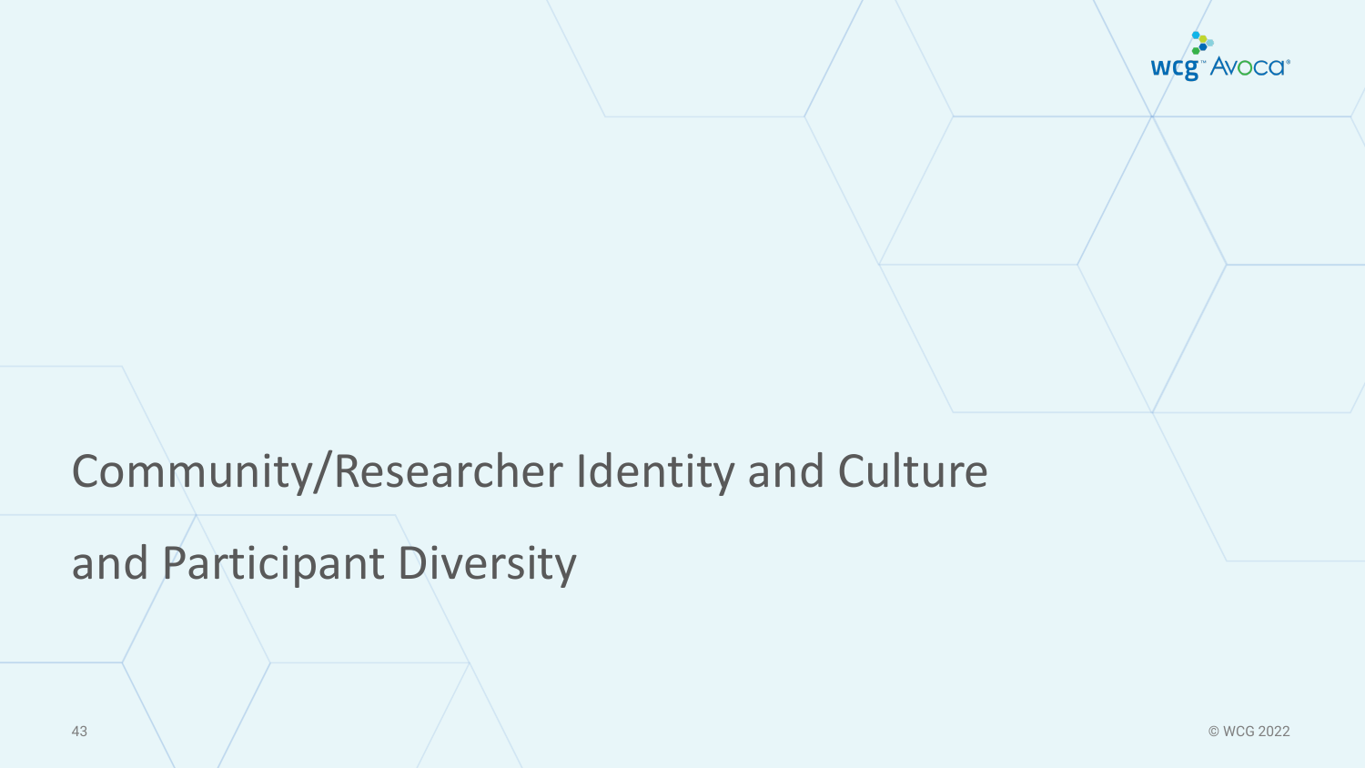# Community/Researcher Identity and Culture and Participant Diversity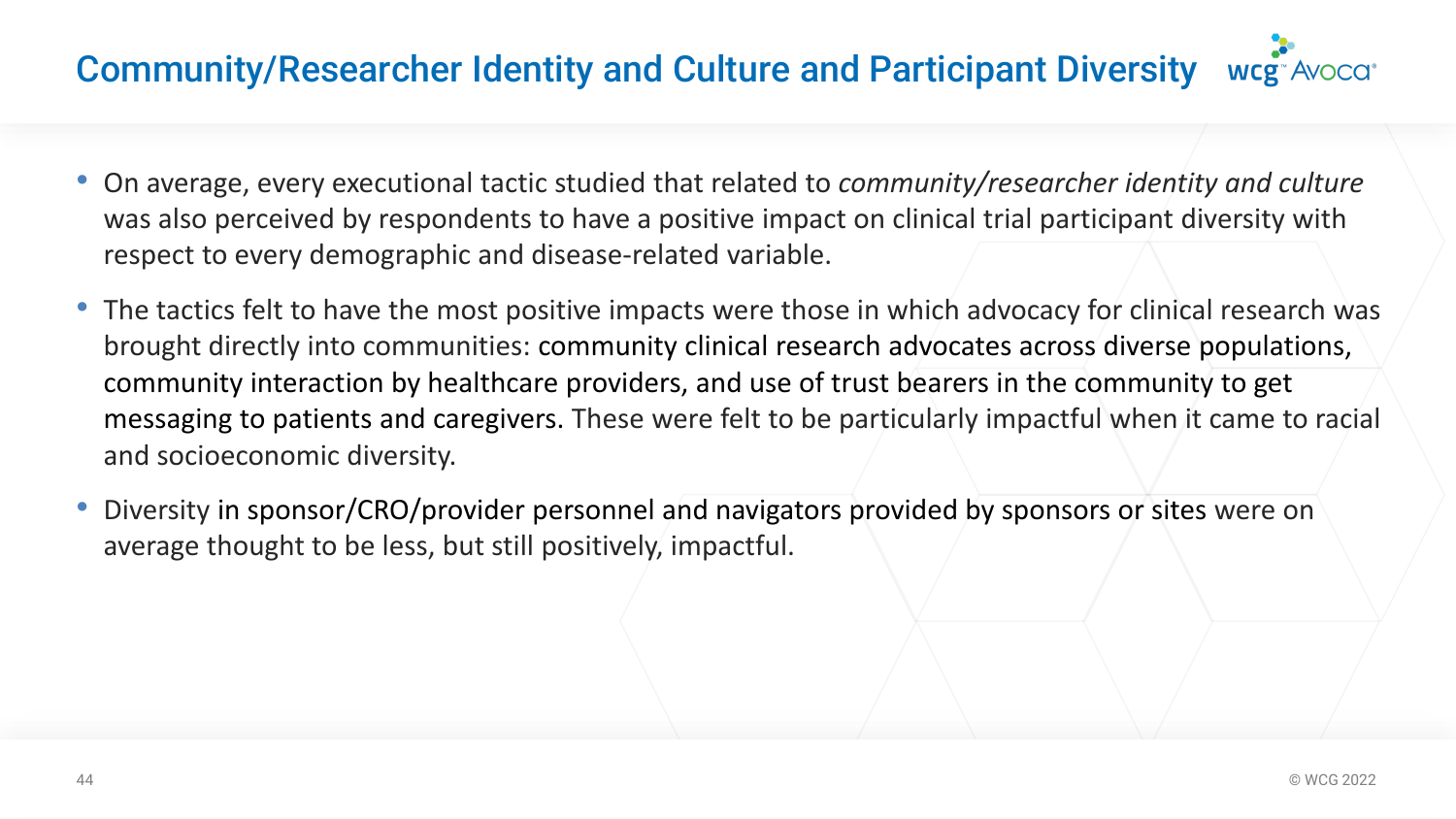# Community/Researcher Identity and Culture and Participant Diversity

- On average, every executional tactic studied that related to *community/researcher identity and culture* was also perceived by respondents to have a positive impact on clinical trial participant diversity with respect to every demographic and disease-related variable.
- The tactics felt to have the most positive impacts were those in which advocacy for clinical research was brought directly into communities: community clinical research advocates across diverse populations, community interaction by healthcare providers, and use of trust bearers in the community to get messaging to patients and caregivers. These were felt to be particularly impactful when it came to racial and socioeconomic diversity.
- Diversity in sponsor/CRO/provider personnel and navigators provided by sponsors or sites were on average thought to be less, but still positively, impactful.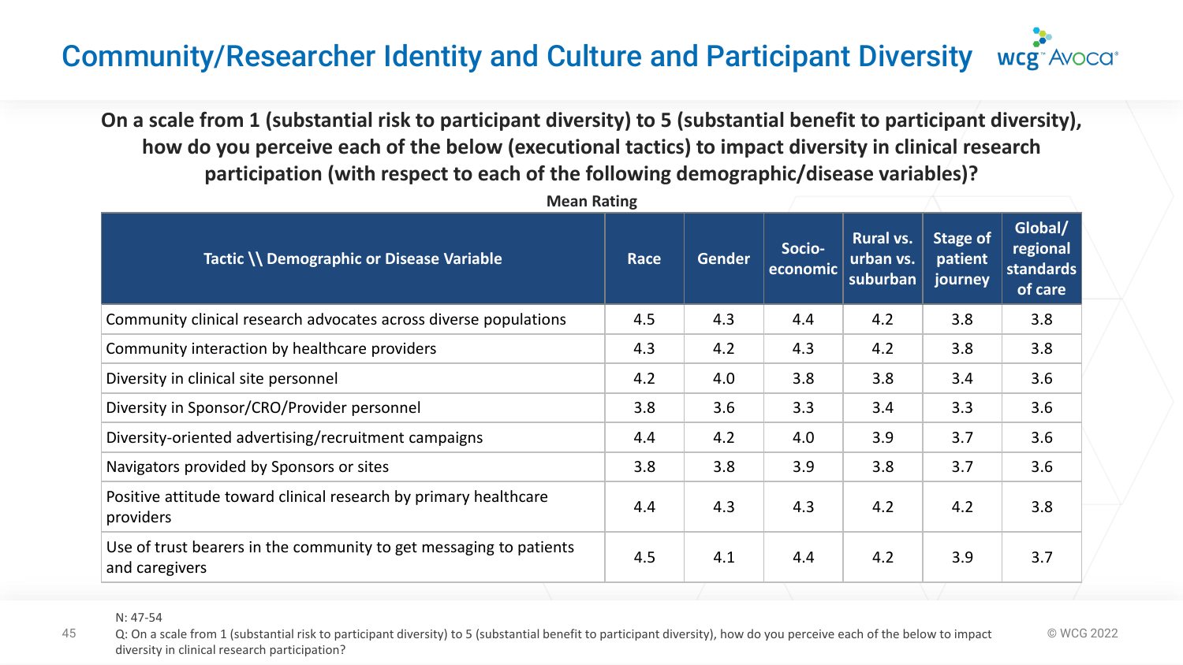# Community/Researcher Identity and Culture and Participant Diversity

**On a scale from 1 (substantial risk to participant diversity) to 5 (substantial benefit to participant diversity), how do you perceive each of the below (executional tactics) to impact diversity in clinical research participation (with respect to each of the following demographic/disease variables)?**

**Mean Rating**

| Tactic \\ Demographic or Disease Variable | Race | Gender | Socio-economic | Rural vs. urban vs. suburban | Stage of patient journey | Global/ regional standards of care |
|---|---|---|---|---|---|---|
| Community clinical research advocates across diverse populations | 4.5 | 4.3 | 4.4 | 4.2 | 3.8 | 3.8 |
| Community interaction by healthcare providers | 4.3 | 4.2 | 4.3 | 4.2 | 3.8 | 3.8 |
| Diversity in clinical site personnel | 4.2 | 4.0 | 3.8 | 3.8 | 3.4 | 3.6 |
| Diversity in Sponsor/CRO/Provider personnel | 3.8 | 3.6 | 3.3 | 3.4 | 3.3 | 3.6 |
| Diversity-oriented advertising/recruitment campaigns | 4.4 | 4.2 | 4.0 | 3.9 | 3.7 | 3.6 |
| Navigators provided by Sponsors or sites | 3.8 | 3.8 | 3.9 | 3.8 | 3.7 | 3.6 |
| Positive attitude toward clinical research by primary healthcare providers | 4.4 | 4.3 | 4.3 | 4.2 | 4.2 | 3.8 |
| Use of trust bearers in the community to get messaging to patients and caregivers | 4.5 | 4.1 | 4.4 | 4.2 | 3.9 | 3.7 |

N: 47-54

Q: On a scale from 1 (substantial risk to participant diversity) to 5 (substantial benefit to participant diversity), how do you perceive each of the below to impact diversity in clinical research participation?

© WCG 2022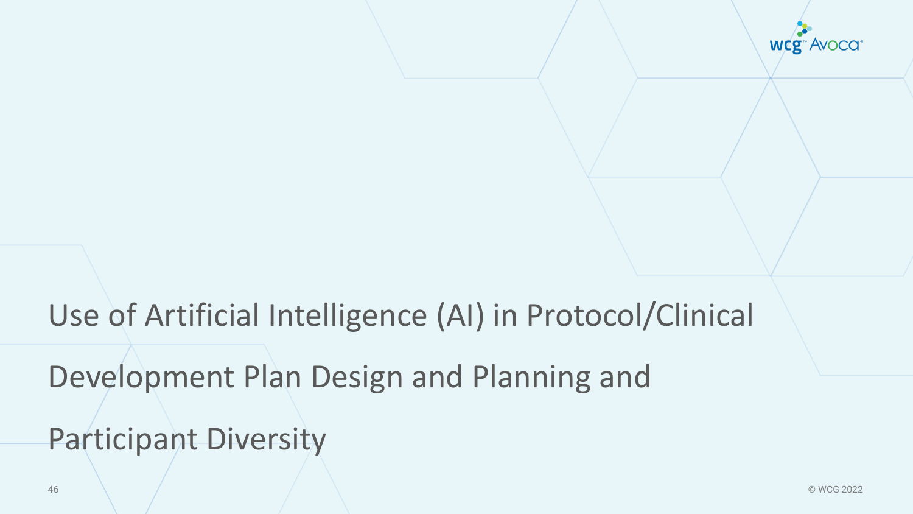# Use of Artificial Intelligence (AI) in Protocol/Clinical Development Plan Design and Planning and Participant Diversity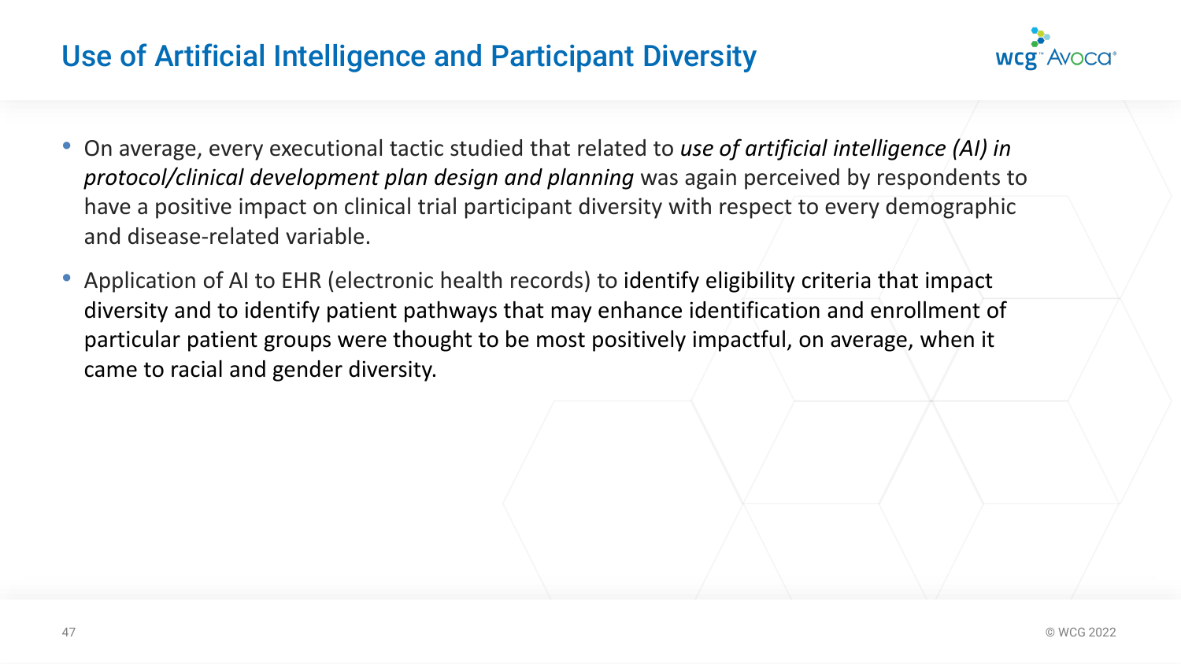# Use of Artificial Intelligence and Participant Diversity

- On average, every executional tactic studied that related to *use of artificial intelligence (AI) in protocol/clinical development plan design and planning* was again perceived by respondents to have a positive impact on clinical trial participant diversity with respect to every demographic and disease-related variable.
- Application of AI to EHR (electronic health records) to identify eligibility criteria that impact diversity and to identify patient pathways that may enhance identification and enrollment of particular patient groups were thought to be most positively impactful, on average, when it came to racial and gender diversity.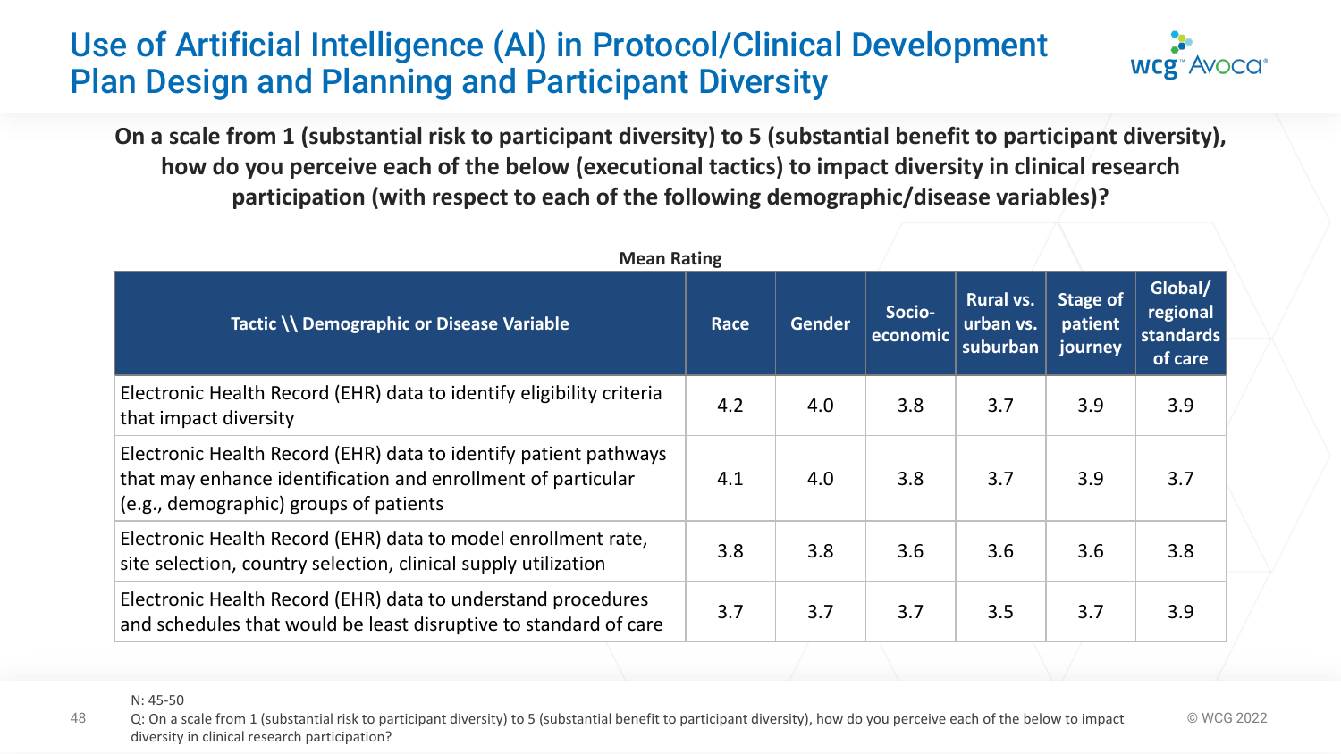# Use of Artificial Intelligence (AI) in Protocol/Clinical Development Plan Design and Planning and Participant Diversity

**On a scale from 1 (substantial risk to participant diversity) to 5 (substantial benefit to participant diversity), how do you perceive each of the below (executional tactics) to impact diversity in clinical research participation (with respect to each of the following demographic/disease variables)?**

**Mean Rating**

| Tactic \\ Demographic or Disease Variable | Race | Gender | Socio-economic | Rural vs. urban vs. suburban | Stage of patient journey | Global/ regional standards of care |
|---|---|---|---|---|---|---|
| Electronic Health Record (EHR) data to identify eligibility criteria that impact diversity | 4.2 | 4.0 | 3.8 | 3.7 | 3.9 | 3.9 |
| Electronic Health Record (EHR) data to identify patient pathways that may enhance identification and enrollment of particular (e.g., demographic) groups of patients | 4.1 | 4.0 | 3.8 | 3.7 | 3.9 | 3.7 |
| Electronic Health Record (EHR) data to model enrollment rate, site selection, country selection, clinical supply utilization | 3.8 | 3.8 | 3.6 | 3.6 | 3.6 | 3.8 |
| Electronic Health Record (EHR) data to understand procedures and schedules that would be least disruptive to standard of care | 3.7 | 3.7 | 3.7 | 3.5 | 3.7 | 3.9 |

N: 45-50

Q: On a scale from 1 (substantial risk to participant diversity) to 5 (substantial benefit to participant diversity), how do you perceive each of the below to impact diversity in clinical research participation?

© WCG 2022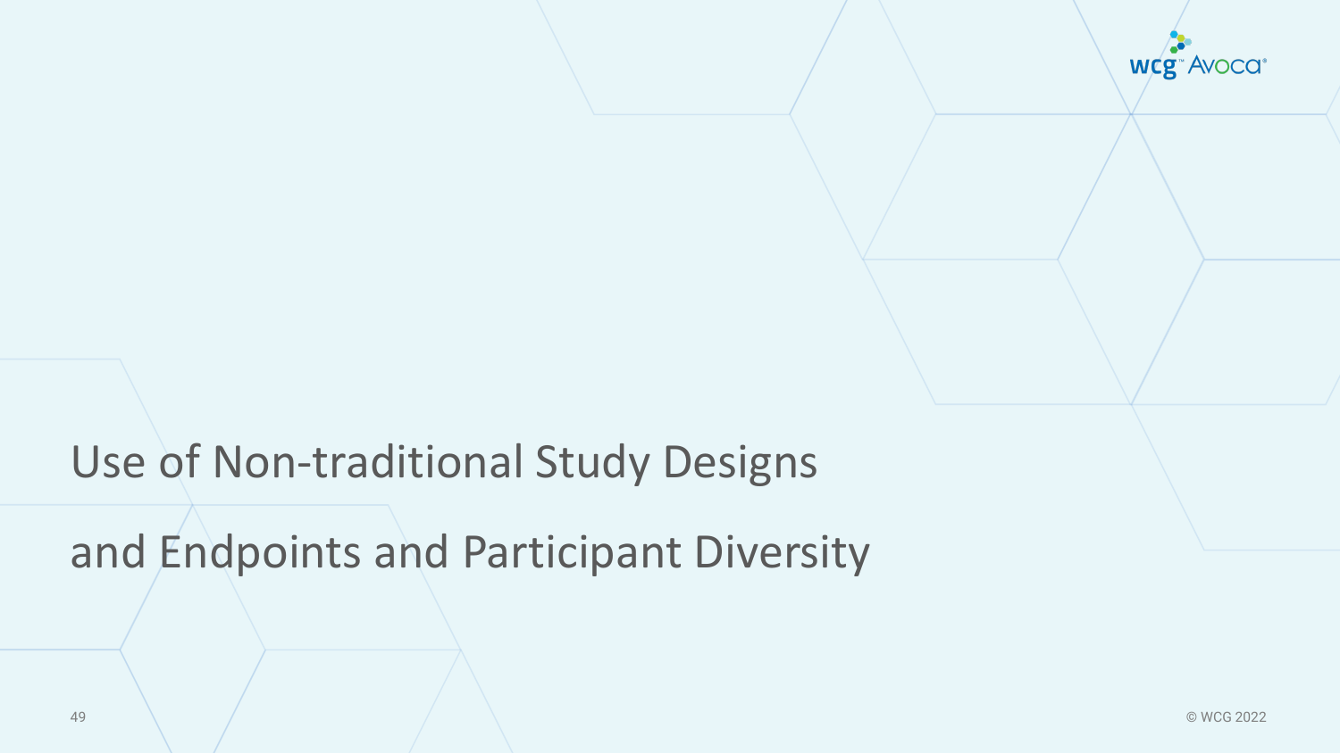# Use of Non-traditional Study Designs and Endpoints and Participant Diversity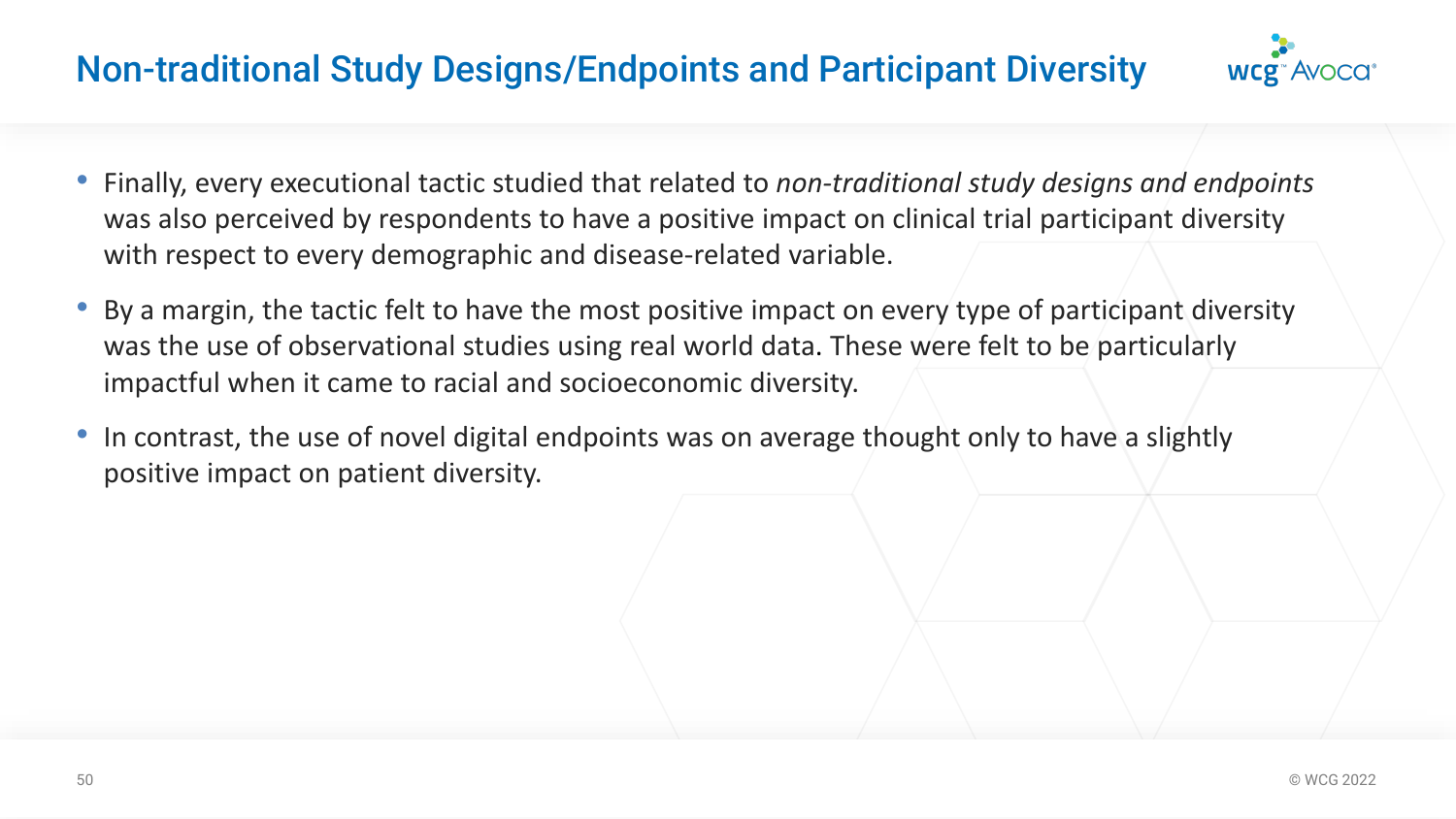## Non-traditional Study Designs/Endpoints and Participant Diversity

- Finally, every executional tactic studied that related to *non-traditional study designs and endpoints* was also perceived by respondents to have a positive impact on clinical trial participant diversity with respect to every demographic and disease-related variable.
- By a margin, the tactic felt to have the most positive impact on every type of participant diversity was the use of observational studies using real world data. These were felt to be particularly impactful when it came to racial and socioeconomic diversity.
- In contrast, the use of novel digital endpoints was on average thought only to have a slightly positive impact on patient diversity.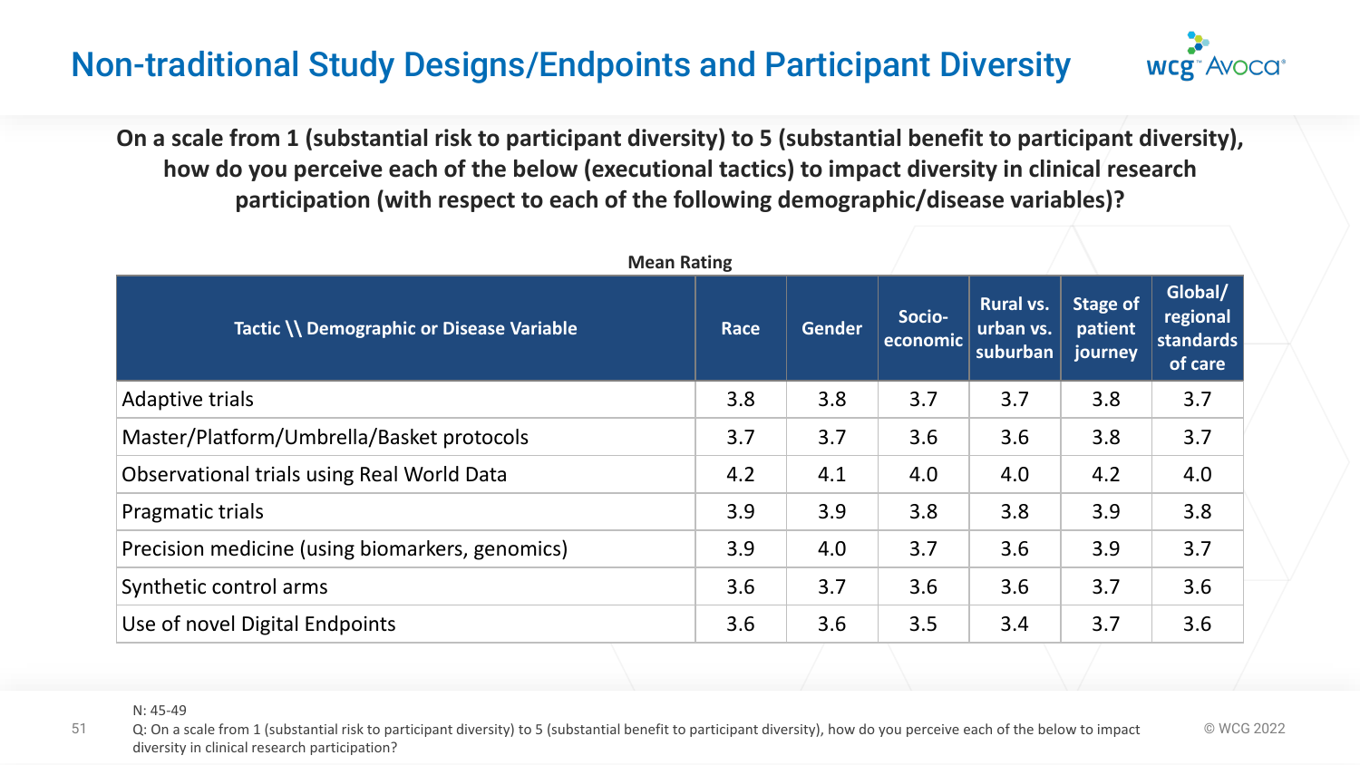# Non-traditional Study Designs/Endpoints and Participant Diversity

**On a scale from 1 (substantial risk to participant diversity) to 5 (substantial benefit to participant diversity), how do you perceive each of the below (executional tactics) to impact diversity in clinical research participation (with respect to each of the following demographic/disease variables)?**

**Mean Rating**

| Tactic \\ Demographic or Disease Variable | Race | Gender | Socio-economic | Rural vs. urban vs. suburban | Stage of patient journey | Global/ regional standards of care |
|---|---|---|---|---|---|---|
| Adaptive trials | 3.8 | 3.8 | 3.7 | 3.7 | 3.8 | 3.7 |
| Master/Platform/Umbrella/Basket protocols | 3.7 | 3.7 | 3.6 | 3.6 | 3.8 | 3.7 |
| Observational trials using Real World Data | 4.2 | 4.1 | 4.0 | 4.0 | 4.2 | 4.0 |
| Pragmatic trials | 3.9 | 3.9 | 3.8 | 3.8 | 3.9 | 3.8 |
| Precision medicine (using biomarkers, genomics) | 3.9 | 4.0 | 3.7 | 3.6 | 3.9 | 3.7 |
| Synthetic control arms | 3.6 | 3.7 | 3.6 | 3.6 | 3.7 | 3.6 |
| Use of novel Digital Endpoints | 3.6 | 3.6 | 3.5 | 3.4 | 3.7 | 3.6 |

N: 45-49

Q: On a scale from 1 (substantial risk to participant diversity) to 5 (substantial benefit to participant diversity), how do you perceive each of the below to impact diversity in clinical research participation?

© WCG 2022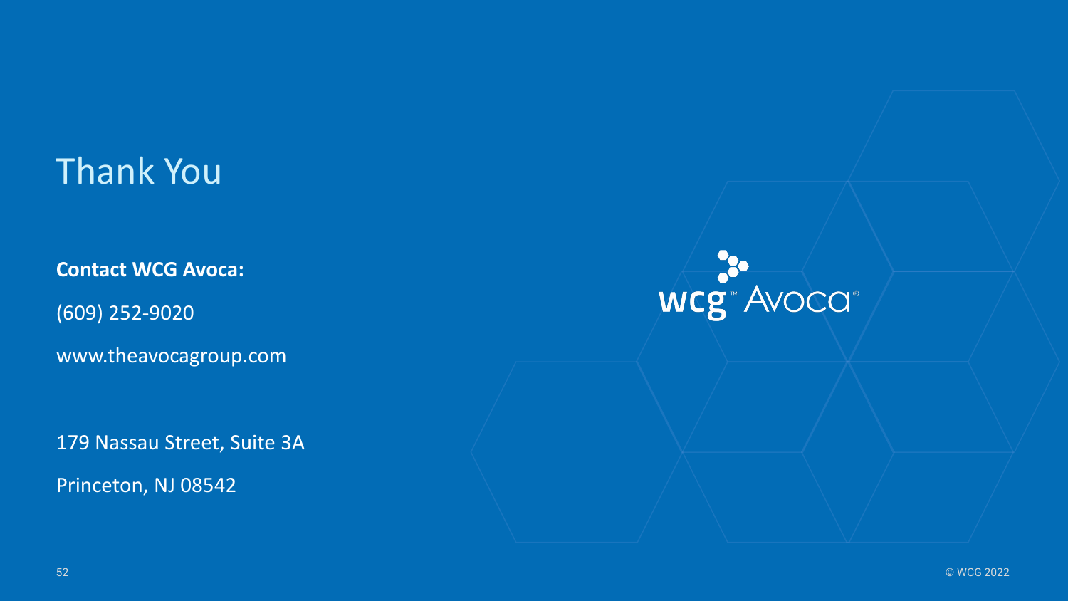# Thank You

**Contact WCG Avoca:**

(609) 252-9020

www.theavocagroup.com

179 Nassau Street, Suite 3A

Princeton, NJ 08542

© WCG 2022